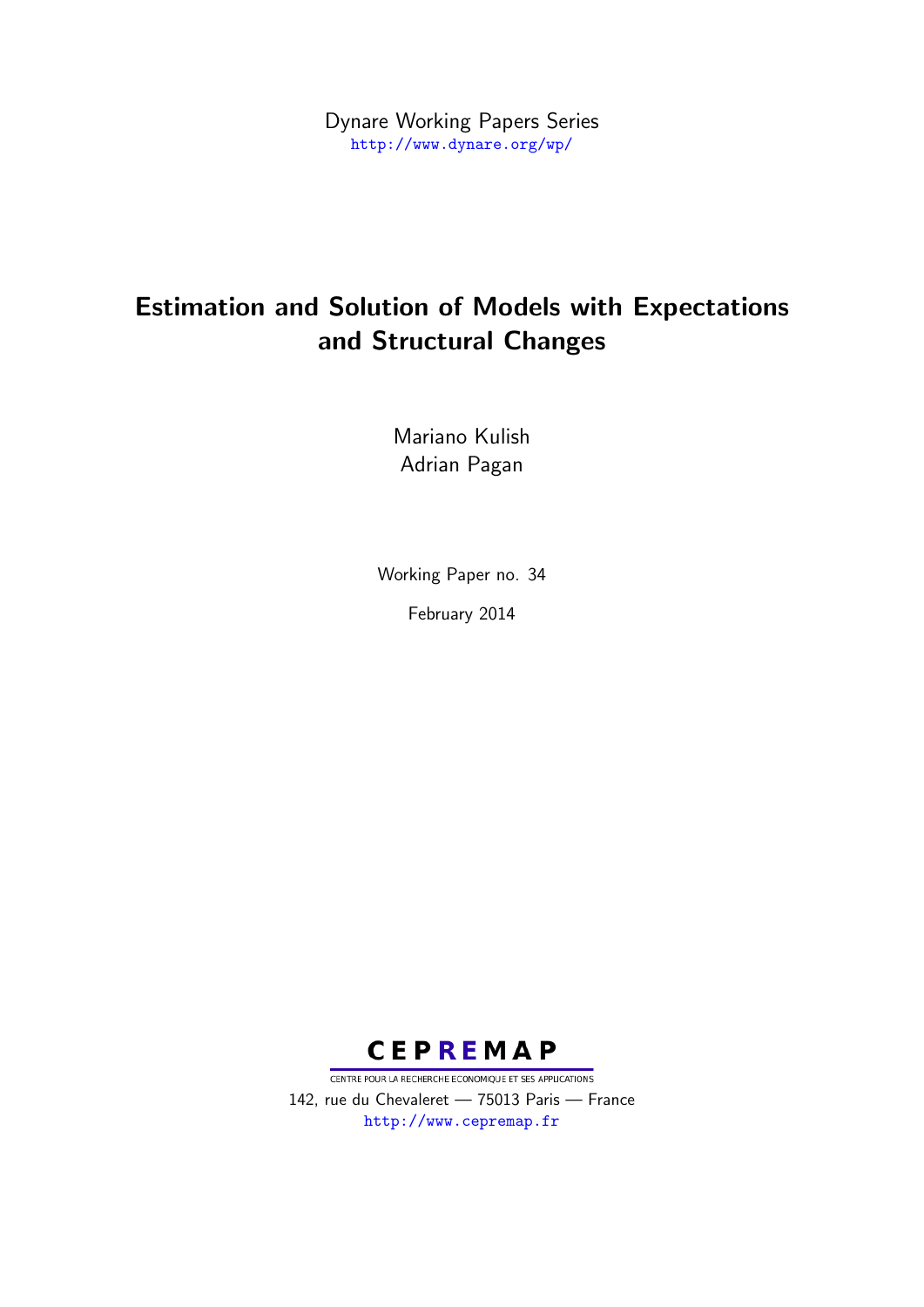Dynare Working Papers Series
http://www.dynare.org/wp/

# Estimation and Solution of Models with Expectations and Structural Changes

Mariano Kulish
Adrian Pagan

Working Paper no. 34

February 2014

CEPREMAP

CENTRE POUR LA RECHERCHE ECONOMIQUE ET SES APPLICATIONS

142, rue du Chevaleret — 75013 Paris — France
http://www.cepremap.fr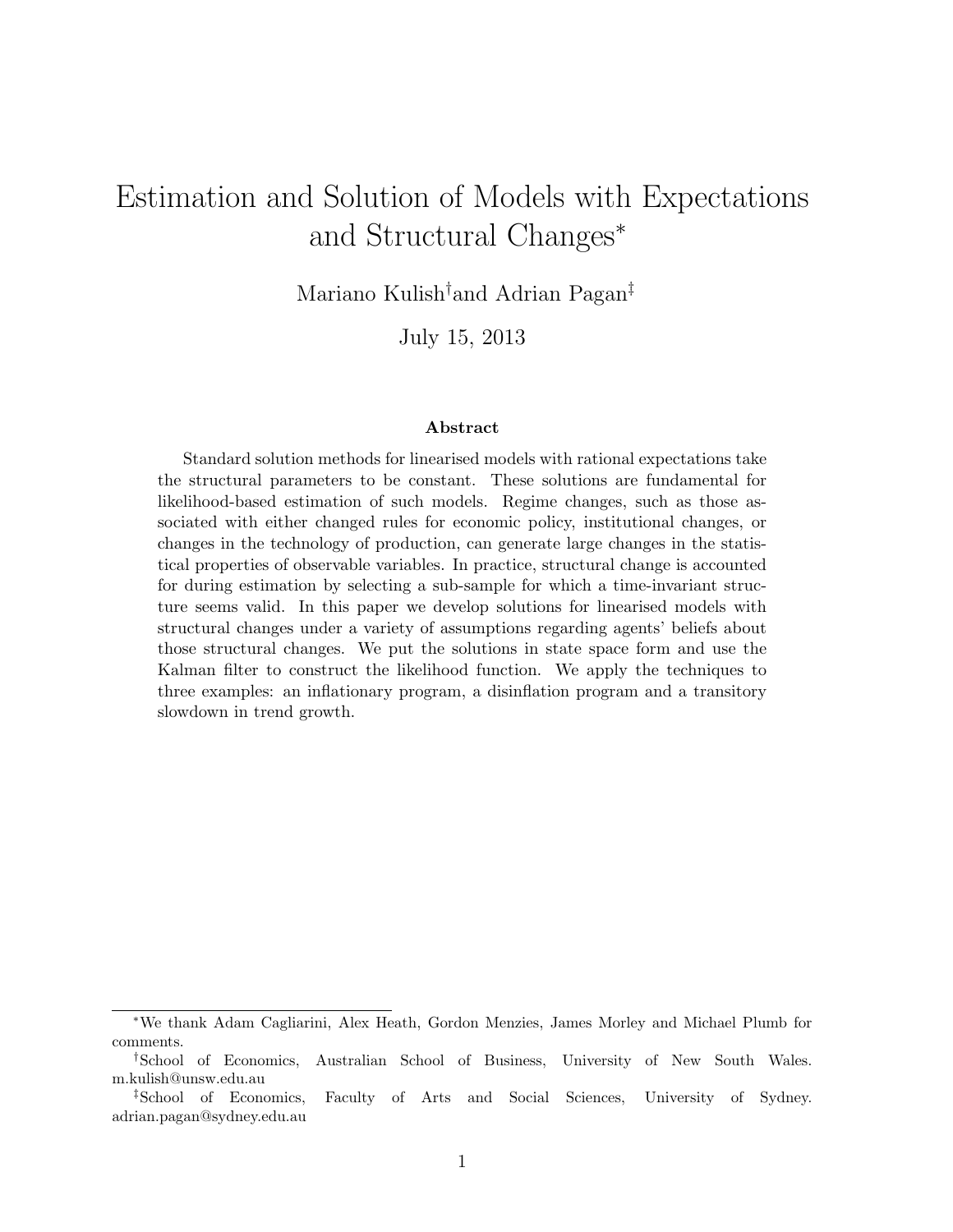# Estimation and Solution of Models with Expectations and Structural Changes*

Mariano Kulish[†] and Adrian Pagan[‡]

July 15, 2013

### Abstract

Standard solution methods for linearised models with rational expectations take the structural parameters to be constant. These solutions are fundamental for likelihood-based estimation of such models. Regime changes, such as those associated with either changed rules for economic policy, institutional changes, or changes in the technology of production, can generate large changes in the statistical properties of observable variables. In practice, structural change is accounted for during estimation by selecting a sub-sample for which a time-invariant structure seems valid. In this paper we develop solutions for linearised models with structural changes under a variety of assumptions regarding agents' beliefs about those structural changes. We put the solutions in state space form and use the Kalman filter to construct the likelihood function. We apply the techniques to three examples: an inflationary program, a disinflation program and a transitory slowdown in trend growth.

---

*We thank Adam Cagliarini, Alex Heath, Gordon Menzies, James Morley and Michael Plumb for comments.

[†]School of Economics, Australian School of Business, University of New South Wales. m.kulish@unsw.edu.au

[‡]School of Economics, Faculty of Arts and Social Sciences, University of Sydney. adrian.pagan@sydney.edu.au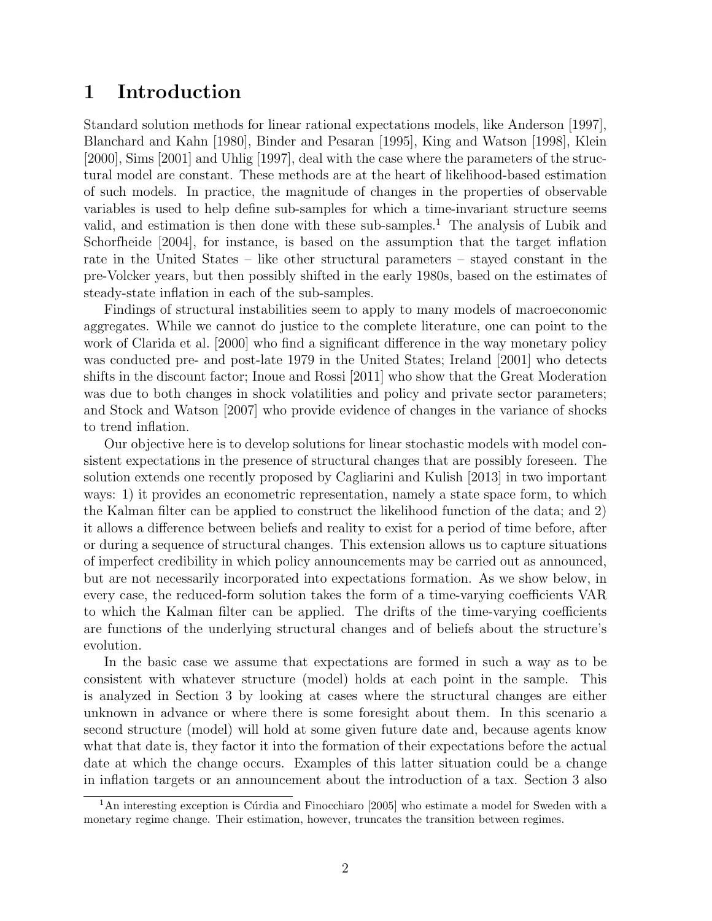# 1 Introduction

Standard solution methods for linear rational expectations models, like Anderson [1997], Blanchard and Kahn [1980], Binder and Pesaran [1995], King and Watson [1998], Klein [2000], Sims [2001] and Uhlig [1997], deal with the case where the parameters of the structural model are constant. These methods are at the heart of likelihood-based estimation of such models. In practice, the magnitude of changes in the properties of observable variables is used to help define sub-samples for which a time-invariant structure seems valid, and estimation is then done with these sub-samples.[1] The analysis of Lubik and Schorfheide [2004], for instance, is based on the assumption that the target inflation rate in the United States – like other structural parameters – stayed constant in the pre-Volcker years, but then possibly shifted in the early 1980s, based on the estimates of steady-state inflation in each of the sub-samples.

Findings of structural instabilities seem to apply to many models of macroeconomic aggregates. While we cannot do justice to the complete literature, one can point to the work of Clarida et al. [2000] who find a significant difference in the way monetary policy was conducted pre- and post-late 1979 in the United States; Ireland [2001] who detects shifts in the discount factor; Inoue and Rossi [2011] who show that the Great Moderation was due to both changes in shock volatilities and policy and private sector parameters; and Stock and Watson [2007] who provide evidence of changes in the variance of shocks to trend inflation.

Our objective here is to develop solutions for linear stochastic models with model consistent expectations in the presence of structural changes that are possibly foreseen. The solution extends one recently proposed by Cagliarini and Kulish [2013] in two important ways: 1) it provides an econometric representation, namely a state space form, to which the Kalman filter can be applied to construct the likelihood function of the data; and 2) it allows a difference between beliefs and reality to exist for a period of time before, after or during a sequence of structural changes. This extension allows us to capture situations of imperfect credibility in which policy announcements may be carried out as announced, but are not necessarily incorporated into expectations formation. As we show below, in every case, the reduced-form solution takes the form of a time-varying coefficients VAR to which the Kalman filter can be applied. The drifts of the time-varying coefficients are functions of the underlying structural changes and of beliefs about the structure's evolution.

In the basic case we assume that expectations are formed in such a way as to be consistent with whatever structure (model) holds at each point in the sample. This is analyzed in Section 3 by looking at cases where the structural changes are either unknown in advance or where there is some foresight about them. In this scenario a second structure (model) will hold at some given future date and, because agents know what that date is, they factor it into the formation of their expectations before the actual date at which the change occurs. Examples of this latter situation could be a change in inflation targets or an announcement about the introduction of a tax. Section 3 also

[1] An interesting exception is Cúrdia and Finocchiaro [2005] who estimate a model for Sweden with a monetary regime change. Their estimation, however, truncates the transition between regimes.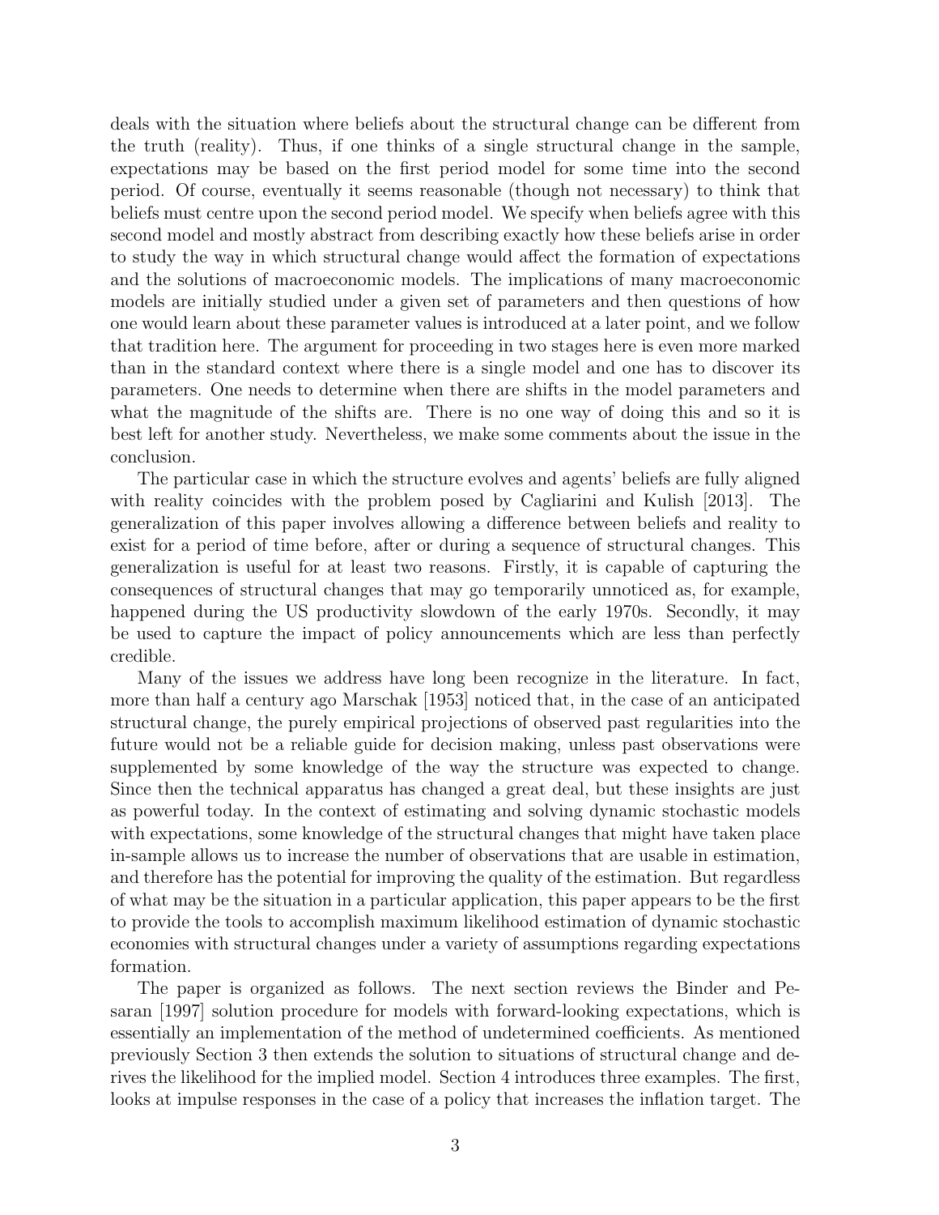deals with the situation where beliefs about the structural change can be different from the truth (reality). Thus, if one thinks of a single structural change in the sample, expectations may be based on the first period model for some time into the second period. Of course, eventually it seems reasonable (though not necessary) to think that beliefs must centre upon the second period model. We specify when beliefs agree with this second model and mostly abstract from describing exactly how these beliefs arise in order to study the way in which structural change would affect the formation of expectations and the solutions of macroeconomic models. The implications of many macroeconomic models are initially studied under a given set of parameters and then questions of how one would learn about these parameter values is introduced at a later point, and we follow that tradition here. The argument for proceeding in two stages here is even more marked than in the standard context where there is a single model and one has to discover its parameters. One needs to determine when there are shifts in the model parameters and what the magnitude of the shifts are. There is no one way of doing this and so it is best left for another study. Nevertheless, we make some comments about the issue in the conclusion.

The particular case in which the structure evolves and agents' beliefs are fully aligned with reality coincides with the problem posed by Cagliarini and Kulish [2013]. The generalization of this paper involves allowing a difference between beliefs and reality to exist for a period of time before, after or during a sequence of structural changes. This generalization is useful for at least two reasons. Firstly, it is capable of capturing the consequences of structural changes that may go temporarily unnoticed as, for example, happened during the US productivity slowdown of the early 1970s. Secondly, it may be used to capture the impact of policy announcements which are less than perfectly credible.

Many of the issues we address have long been recognize in the literature. In fact, more than half a century ago Marschak [1953] noticed that, in the case of an anticipated structural change, the purely empirical projections of observed past regularities into the future would not be a reliable guide for decision making, unless past observations were supplemented by some knowledge of the way the structure was expected to change. Since then the technical apparatus has changed a great deal, but these insights are just as powerful today. In the context of estimating and solving dynamic stochastic models with expectations, some knowledge of the structural changes that might have taken place in-sample allows us to increase the number of observations that are usable in estimation, and therefore has the potential for improving the quality of the estimation. But regardless of what may be the situation in a particular application, this paper appears to be the first to provide the tools to accomplish maximum likelihood estimation of dynamic stochastic economies with structural changes under a variety of assumptions regarding expectations formation.

The paper is organized as follows. The next section reviews the Binder and Pesaran [1997] solution procedure for models with forward-looking expectations, which is essentially an implementation of the method of undetermined coefficients. As mentioned previously Section 3 then extends the solution to situations of structural change and derives the likelihood for the implied model. Section 4 introduces three examples. The first, looks at impulse responses in the case of a policy that increases the inflation target. The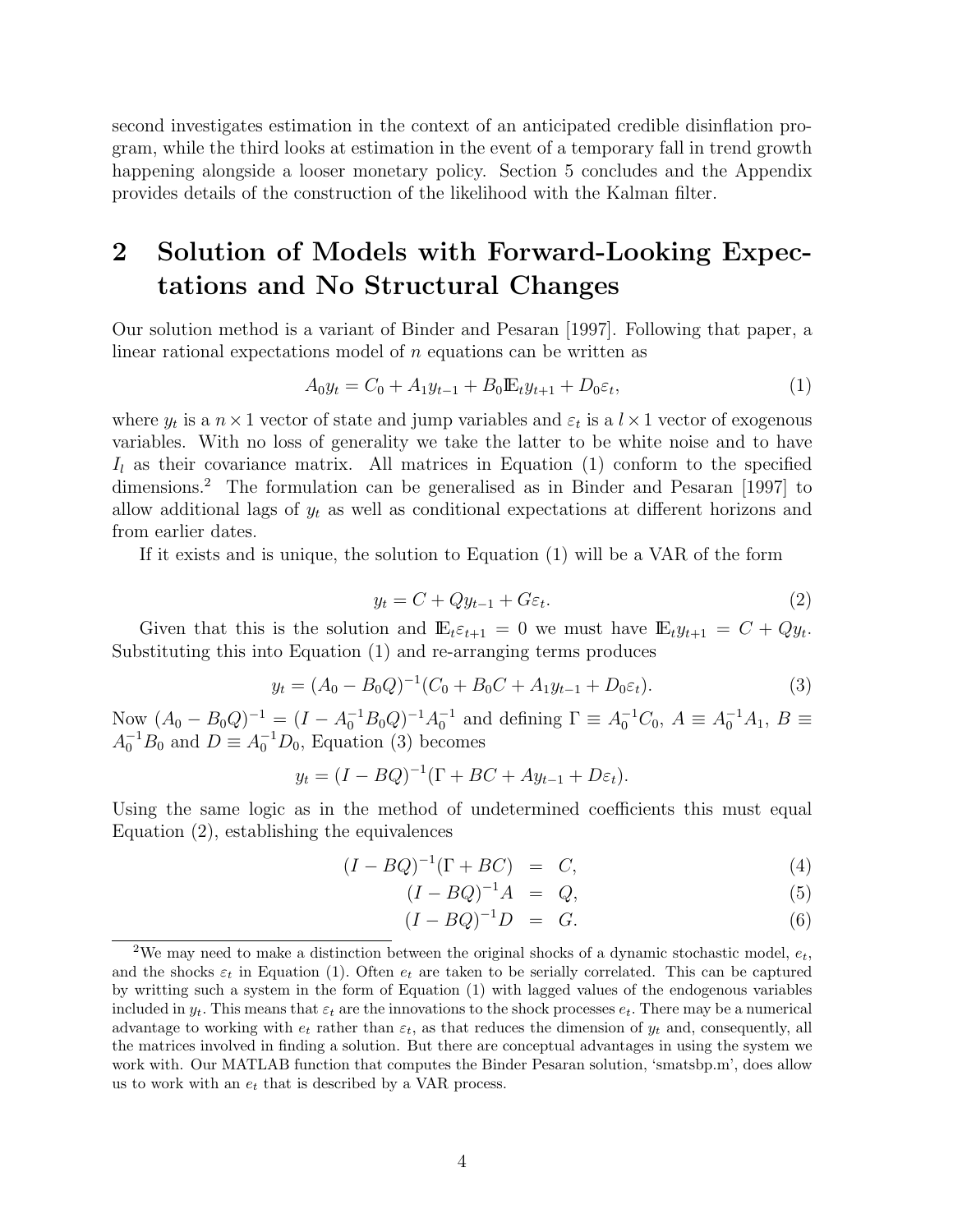second investigates estimation in the context of an anticipated credible disinflation program, while the third looks at estimation in the event of a temporary fall in trend growth happening alongside a looser monetary policy. Section 5 concludes and the Appendix provides details of the construction of the likelihood with the Kalman filter.

## 2 Solution of Models with Forward-Looking Expectations and No Structural Changes

Our solution method is a variant of Binder and Pesaran [1997]. Following that paper, a linear rational expectations model of $n$ equations can be written as

$$A_0 y_t = C_0 + A_1 y_{t-1} + B_0 \mathbb{E}_t y_{t+1} + D_0 \varepsilon_t, \tag{1}$$

where $y_t$ is a $n \times 1$ vector of state and jump variables and $\varepsilon_t$ is a $l \times 1$ vector of exogenous variables. With no loss of generality we take the latter to be white noise and to have $I_l$ as their covariance matrix. All matrices in Equation (1) conform to the specified dimensions.[2] The formulation can be generalised as in Binder and Pesaran [1997] to allow additional lags of $y_t$ as well as conditional expectations at different horizons and from earlier dates.

If it exists and is unique, the solution to Equation (1) will be a VAR of the form

$$y_t = C + Q y_{t-1} + G \varepsilon_t. \tag{2}$$

Given that this is the solution and $\mathbb{E}_t \varepsilon_{t+1} = 0$ we must have $\mathbb{E}_t y_{t+1} = C + Q y_t$. Substituting this into Equation (1) and re-arranging terms produces

$$y_t = (A_0 - B_0 Q)^{-1}(C_0 + B_0 C + A_1 y_{t-1} + D_0 \varepsilon_t). \tag{3}$$

Now $(A_0 - B_0 Q)^{-1} = (I - A_0^{-1} B_0 Q)^{-1} A_0^{-1}$ and defining $\Gamma \equiv A_0^{-1} C_0$, $A \equiv A_0^{-1} A_1$, $B \equiv A_0^{-1} B_0$ and $D \equiv A_0^{-1} D_0$, Equation (3) becomes

$$y_t = (I - BQ)^{-1}(\Gamma + BC + A y_{t-1} + D \varepsilon_t).$$

Using the same logic as in the method of undetermined coefficients this must equal Equation (2), establishing the equivalences

$$(I - BQ)^{-1}(\Gamma + BC) = C, \tag{4}$$

$$(I - BQ)^{-1} A = Q, \tag{5}$$

$$(I - BQ)^{-1} D = G. \tag{6}$$

[2] We may need to make a distinction between the original shocks of a dynamic stochastic model, $e_t$, and the shocks $\varepsilon_t$ in Equation (1). Often $e_t$ are taken to be serially correlated. This can be captured by writting such a system in the form of Equation (1) with lagged values of the endogenous variables included in $y_t$. This means that $\varepsilon_t$ are the innovations to the shock processes $e_t$. There may be a numerical advantage to working with $e_t$ rather than $\varepsilon_t$, as that reduces the dimension of $y_t$ and, consequently, all the matrices involved in finding a solution. But there are conceptual advantages in using the system we work with. Our MATLAB function that computes the Binder Pesaran solution, 'smatsbp.m', does allow us to work with an $e_t$ that is described by a VAR process.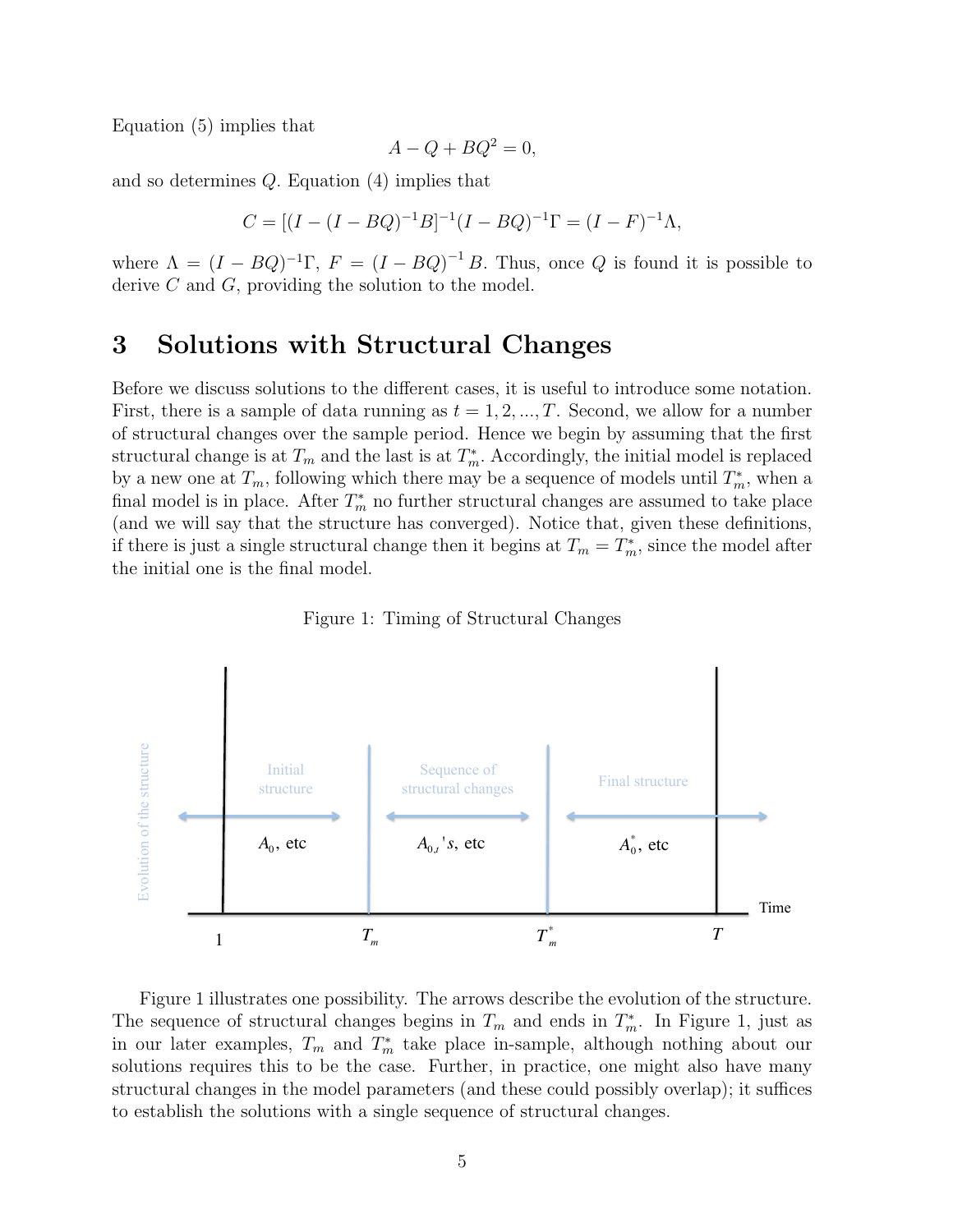Equation (5) implies that

$$A - Q + BQ^2 = 0,$$

and so determines $Q$. Equation (4) implies that

$$C = [(I - (I - BQ)^{-1}B]^{-1}(I - BQ)^{-1}\Gamma = (I - F)^{-1}\Lambda,$$

where $\Lambda = (I - BQ)^{-1}\Gamma$, $F = (I - BQ)^{-1}B$. Thus, once $Q$ is found it is possible to derive $C$ and $G$, providing the solution to the model.

# 3 Solutions with Structural Changes

Before we discuss solutions to the different cases, it is useful to introduce some notation. First, there is a sample of data running as $t = 1, 2, ..., T$. Second, we allow for a number of structural changes over the sample period. Hence we begin by assuming that the first structural change is at $T_m$ and the last is at $T_m^*$. Accordingly, the initial model is replaced by a new one at $T_m$, following which there may be a sequence of models until $T_m^*$, when a final model is in place. After $T_m^*$ no further structural changes are assumed to take place (and we will say that the structure has converged). Notice that, given these definitions, if there is just a single structural change then it begins at $T_m = T_m^*$, since the model after the initial one is the final model.

Figure 1: Timing of Structural Changes

Figure 1 illustrates one possibility. The arrows describe the evolution of the structure. The sequence of structural changes begins in $T_m$ and ends in $T_m^*$. In Figure 1, just as in our later examples, $T_m$ and $T_m^*$ take place in-sample, although nothing about our solutions requires this to be the case. Further, in practice, one might also have many structural changes in the model parameters (and these could possibly overlap); it suffices to establish the solutions with a single sequence of structural changes.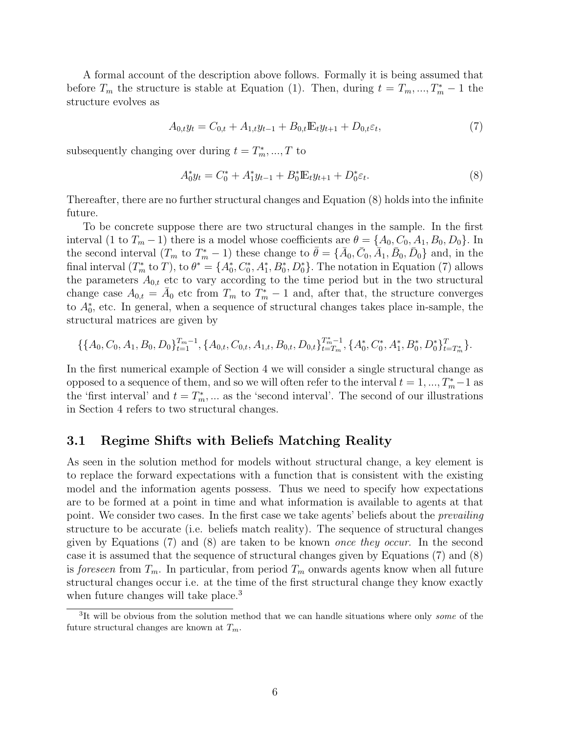A formal account of the description above follows. Formally it is being assumed that before $T_m$ the structure is stable at Equation (1). Then, during $t = T_m, ..., T_m^* - 1$ the structure evolves as

$$A_{0,t}y_t = C_{0,t} + A_{1,t}y_{t-1} + B_{0,t}\mathbb{E}_t y_{t+1} + D_{0,t}\varepsilon_t, \tag{7}$$

subsequently changing over during $t = T_m^*, ..., T$ to

$$A_0^* y_t = C_0^* + A_1^* y_{t-1} + B_0^* \mathbb{E}_t y_{t+1} + D_0^* \varepsilon_t. \tag{8}$$

Thereafter, there are no further structural changes and Equation (8) holds into the infinite future.

To be concrete suppose there are two structural changes in the sample. In the first interval (1 to $T_m - 1$) there is a model whose coefficients are $\theta = \{A_0, C_0, A_1, B_0, D_0\}$. In the second interval ($T_m$ to $T_m^* - 1$) these change to $\bar{\theta} = \{\bar{A}_0, \bar{C}_0, \bar{A}_1, \bar{B}_0, \bar{D}_0\}$ and, in the final interval ($T_m^*$ to $T$), to $\theta^* = \{A_0^*, C_0^*, A_1^*, B_0^*, D_0^*\}$. The notation in Equation (7) allows the parameters $A_{0,t}$ etc to vary according to the time period but in the two structural change case $A_{0,t} = \bar{A}_0$ etc from $T_m$ to $T_m^* - 1$ and, after that, the structure converges to $A_0^*$, etc. In general, when a sequence of structural changes takes place in-sample, the structural matrices are given by

$$\{\{A_0, C_0, A_1, B_0, D_0\}_{t=1}^{T_m-1}, \{A_{0,t}, C_{0,t}, A_{1,t}, B_{0,t}, D_{0,t}\}_{t=T_m}^{T_m^*-1}, \{A_0^*, C_0^*, A_1^*, B_0^*, D_0^*\}_{t=T_m^*}^{T}\}.$$

In the first numerical example of Section 4 we will consider a single structural change as opposed to a sequence of them, and so we will often refer to the interval $t = 1, ..., T_m^* - 1$ as the 'first interval' and $t = T_m^*, ...$ as the 'second interval'. The second of our illustrations in Section 4 refers to two structural changes.

## 3.1 Regime Shifts with Beliefs Matching Reality

As seen in the solution method for models without structural change, a key element is to replace the forward expectations with a function that is consistent with the existing model and the information agents possess. Thus we need to specify how expectations are to be formed at a point in time and what information is available to agents at that point. We consider two cases. In the first case we take agents' beliefs about the *prevailing* structure to be accurate (i.e. beliefs match reality). The sequence of structural changes given by Equations (7) and (8) are taken to be known *once they occur*. In the second case it is assumed that the sequence of structural changes given by Equations (7) and (8) is *foreseen* from $T_m$. In particular, from period $T_m$ onwards agents know when all future structural changes occur i.e. at the time of the first structural change they know exactly when future changes will take place.[3]

[3] It will be obvious from the solution method that we can handle situations where only *some* of the future structural changes are known at $T_m$.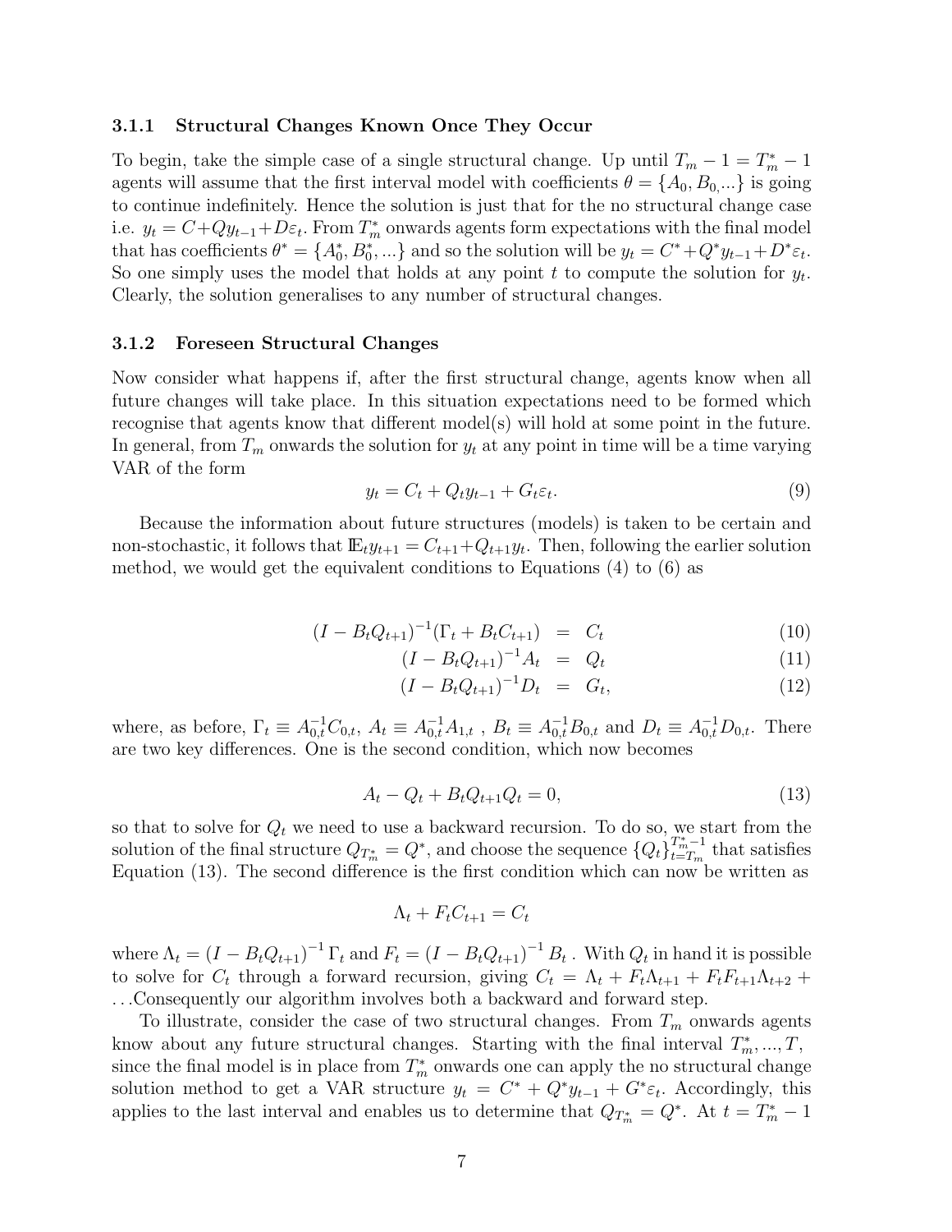### 3.1.1 Structural Changes Known Once They Occur

To begin, take the simple case of a single structural change. Up until $T_m - 1 = T_m^* - 1$ agents will assume that the first interval model with coefficients $\theta = \{A_0, B_0, ...\}$ is going to continue indefinitely. Hence the solution is just that for the no structural change case i.e. $y_t = C + Qy_{t-1} + D\varepsilon_t$. From $T_m^*$ onwards agents form expectations with the final model that has coefficients $\theta^* = \{A_0^*, B_0^*, ...\}$ and so the solution will be $y_t = C^* + Q^* y_{t-1} + D^* \varepsilon_t$. So one simply uses the model that holds at any point $t$ to compute the solution for $y_t$. Clearly, the solution generalises to any number of structural changes.

### 3.1.2 Foreseen Structural Changes

Now consider what happens if, after the first structural change, agents know when all future changes will take place. In this situation expectations need to be formed which recognise that agents know that different model(s) will hold at some point in the future. In general, from $T_m$ onwards the solution for $y_t$ at any point in time will be a time varying VAR of the form

$$y_t = C_t + Q_t y_{t-1} + G_t \varepsilon_t. \tag{9}$$

Because the information about future structures (models) is taken to be certain and non-stochastic, it follows that $\mathbb{E}_t y_{t+1} = C_{t+1} + Q_{t+1} y_t$. Then, following the earlier solution method, we would get the equivalent conditions to Equations (4) to (6) as

$$(I - B_t Q_{t+1})^{-1}(\Gamma_t + B_t C_{t+1}) = C_t \tag{10}$$

$$(I - B_t Q_{t+1})^{-1} A_t = Q_t \tag{11}$$

$$(I - B_t Q_{t+1})^{-1} D_t = G_t, \tag{12}$$

where, as before, $\Gamma_t \equiv A_{0,t}^{-1} C_{0,t}$, $A_t \equiv A_{0,t}^{-1} A_{1,t}$ , $B_t \equiv A_{0,t}^{-1} B_{0,t}$ and $D_t \equiv A_{0,t}^{-1} D_{0,t}$. There are two key differences. One is the second condition, which now becomes

$$A_t - Q_t + B_t Q_{t+1} Q_t = 0, \tag{13}$$

so that to solve for $Q_t$ we need to use a backward recursion. To do so, we start from the solution of the final structure $Q_{T_m^*} = Q^*$, and choose the sequence $\{Q_t\}_{t=T_m}^{T_m^*-1}$ that satisfies Equation (13). The second difference is the first condition which can now be written as

$$\Lambda_t + F_t C_{t+1} = C_t$$

where $\Lambda_t = (I - B_t Q_{t+1})^{-1} \Gamma_t$ and $F_t = (I - B_t Q_{t+1})^{-1} B_t$ . With $Q_t$ in hand it is possible to solve for $C_t$ through a forward recursion, giving $C_t = \Lambda_t + F_t \Lambda_{t+1} + F_t F_{t+1} \Lambda_{t+2} + \ldots$Consequently our algorithm involves both a backward and forward step.

To illustrate, consider the case of two structural changes. From $T_m$ onwards agents know about any future structural changes. Starting with the final interval $T_m^*, ..., T$, since the final model is in place from $T_m^*$ onwards one can apply the no structural change solution method to get a VAR structure $y_t = C^* + Q^* y_{t-1} + G^* \varepsilon_t$. Accordingly, this applies to the last interval and enables us to determine that $Q_{T_m^*} = Q^*$. At $t = T_m^* - 1$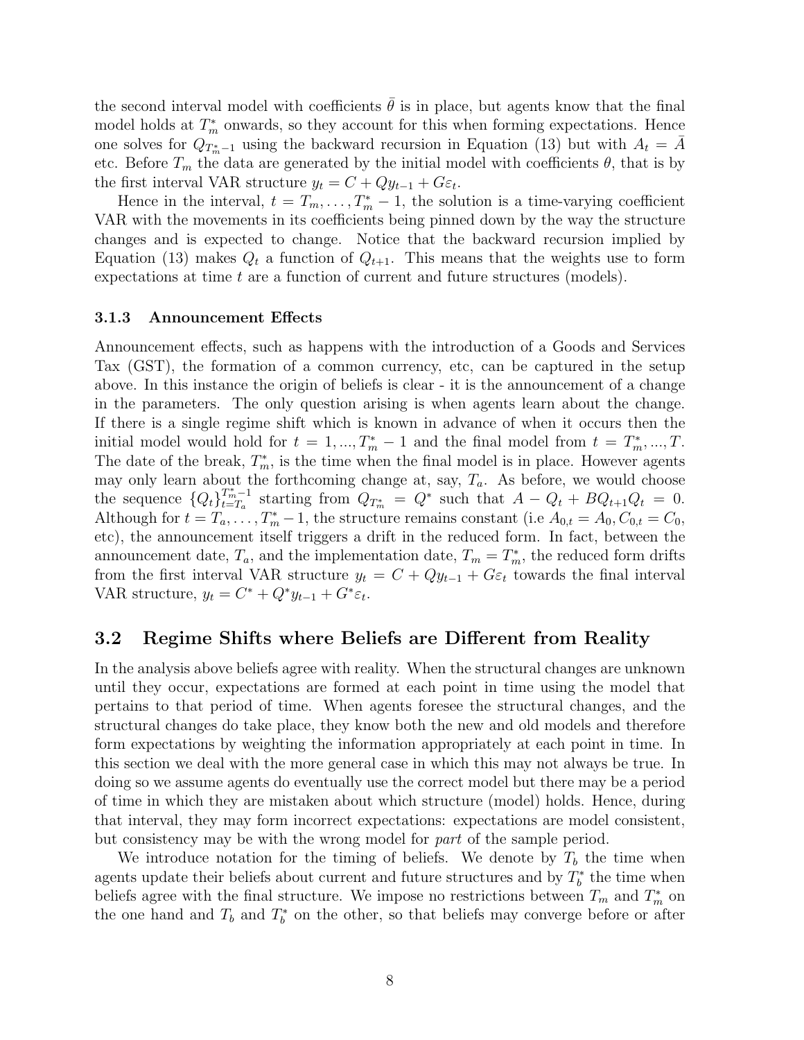the second interval model with coefficients $\bar{\theta}$ is in place, but agents know that the final model holds at $T_m^*$ onwards, so they account for this when forming expectations. Hence one solves for $Q_{T_m^*-1}$ using the backward recursion in Equation (13) but with $A_t = \bar{A}$ etc. Before $T_m$ the data are generated by the initial model with coefficients $\theta$, that is by the first interval VAR structure $y_t = C + Qy_{t-1} + G\varepsilon_t$.

Hence in the interval, $t = T_m, \ldots, T_m^* - 1$, the solution is a time-varying coefficient VAR with the movements in its coefficients being pinned down by the way the structure changes and is expected to change. Notice that the backward recursion implied by Equation (13) makes $Q_t$ a function of $Q_{t+1}$. This means that the weights use to form expectations at time $t$ are a function of current and future structures (models).

### 3.1.3 Announcement Effects

Announcement effects, such as happens with the introduction of a Goods and Services Tax (GST), the formation of a common currency, etc, can be captured in the setup above. In this instance the origin of beliefs is clear - it is the announcement of a change in the parameters. The only question arising is when agents learn about the change. If there is a single regime shift which is known in advance of when it occurs then the initial model would hold for $t = 1, ..., T_m^* - 1$ and the final model from $t = T_m^*, ..., T$. The date of the break, $T_m^*$, is the time when the final model is in place. However agents may only learn about the forthcoming change at, say, $T_a$. As before, we would choose the sequence $\{Q_t\}_{t=T_a}^{T_m^*-1}$ starting from $Q_{T_m^*} = Q^*$ such that $A - Q_t + BQ_{t+1}Q_t = 0$. Although for $t = T_a, \ldots, T_m^* - 1$, the structure remains constant (i.e $A_{0,t} = A_0$, $C_{0,t} = C_0$, etc), the announcement itself triggers a drift in the reduced form. In fact, between the announcement date, $T_a$, and the implementation date, $T_m = T_m^*$, the reduced form drifts from the first interval VAR structure $y_t = C + Qy_{t-1} + G\varepsilon_t$ towards the final interval VAR structure, $y_t = C^* + Q^*y_{t-1} + G^*\varepsilon_t$.

## 3.2 Regime Shifts where Beliefs are Different from Reality

In the analysis above beliefs agree with reality. When the structural changes are unknown until they occur, expectations are formed at each point in time using the model that pertains to that period of time. When agents foresee the structural changes, and the structural changes do take place, they know both the new and old models and therefore form expectations by weighting the information appropriately at each point in time. In this section we deal with the more general case in which this may not always be true. In doing so we assume agents do eventually use the correct model but there may be a period of time in which they are mistaken about which structure (model) holds. Hence, during that interval, they may form incorrect expectations: expectations are model consistent, but consistency may be with the wrong model for *part* of the sample period.

We introduce notation for the timing of beliefs. We denote by $T_b$ the time when agents update their beliefs about current and future structures and by $T_b^*$ the time when beliefs agree with the final structure. We impose no restrictions between $T_m$ and $T_m^*$ on the one hand and $T_b$ and $T_b^*$ on the other, so that beliefs may converge before or after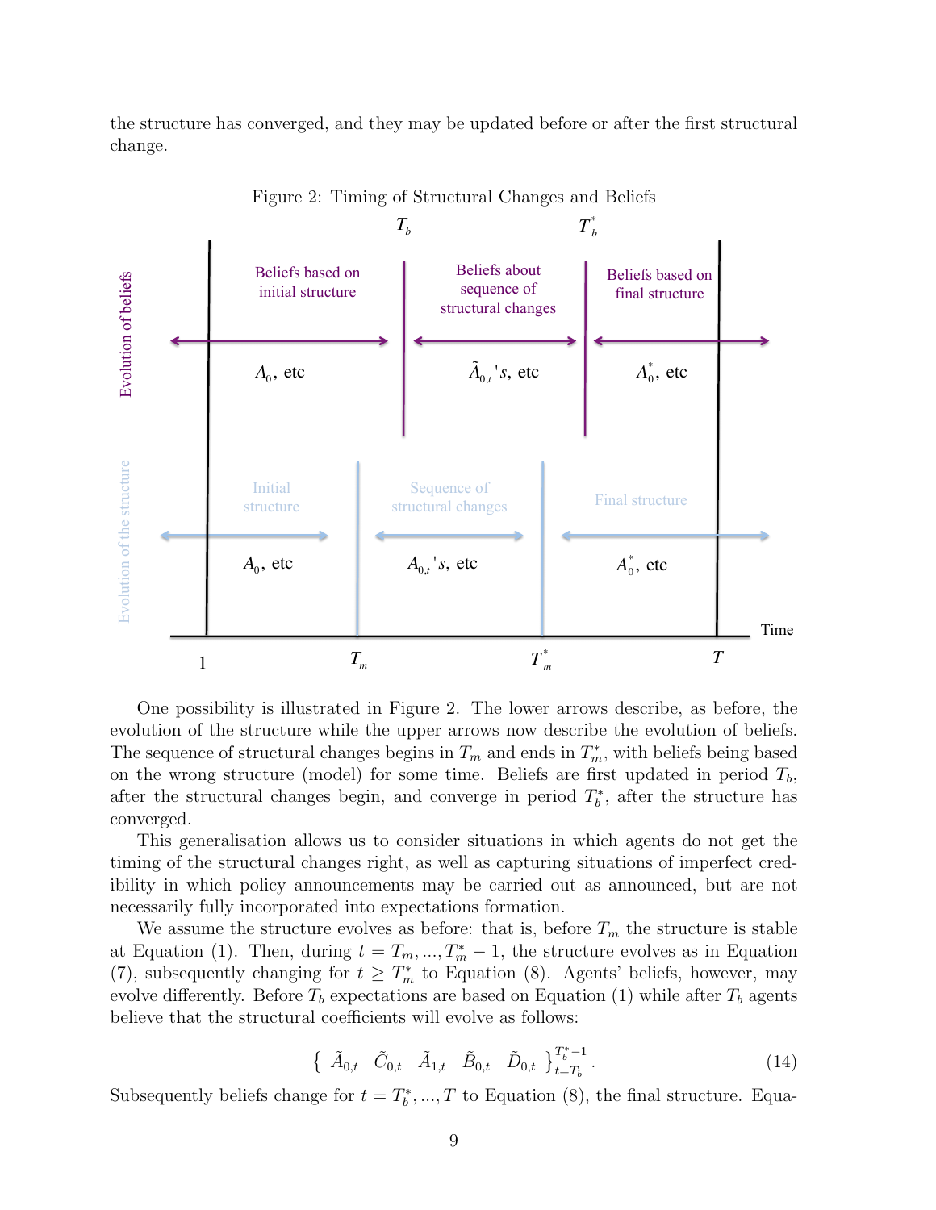the structure has converged, and they may be updated before or after the first structural change.

Figure 2: Timing of Structural Changes and Beliefs

One possibility is illustrated in Figure 2. The lower arrows describe, as before, the evolution of the structure while the upper arrows now describe the evolution of beliefs. The sequence of structural changes begins in $T_m$ and ends in $T_m^*$, with beliefs being based on the wrong structure (model) for some time. Beliefs are first updated in period $T_b$, after the structural changes begin, and converge in period $T_b^*$, after the structure has converged.

This generalisation allows us to consider situations in which agents do not get the timing of the structural changes right, as well as capturing situations of imperfect credibility in which policy announcements may be carried out as announced, but are not necessarily fully incorporated into expectations formation.

We assume the structure evolves as before: that is, before $T_m$ the structure is stable at Equation (1). Then, during $t = T_m, ..., T_m^* - 1$, the structure evolves as in Equation (7), subsequently changing for $t \geq T_m^*$ to Equation (8). Agents' beliefs, however, may evolve differently. Before $T_b$ expectations are based on Equation (1) while after $T_b$ agents believe that the structural coefficients will evolve as follows:

$$\left\{ \begin{array}{ccccc} \tilde{A}_{0,t} & \tilde{C}_{0,t} & \tilde{A}_{1,t} & \tilde{B}_{0,t} & \tilde{D}_{0,t} \end{array} \right\}_{t=T_b}^{T_b^*-1}. \tag{14}$$

Subsequently beliefs change for $t = T_b^*, ..., T$ to Equation (8), the final structure. Equa-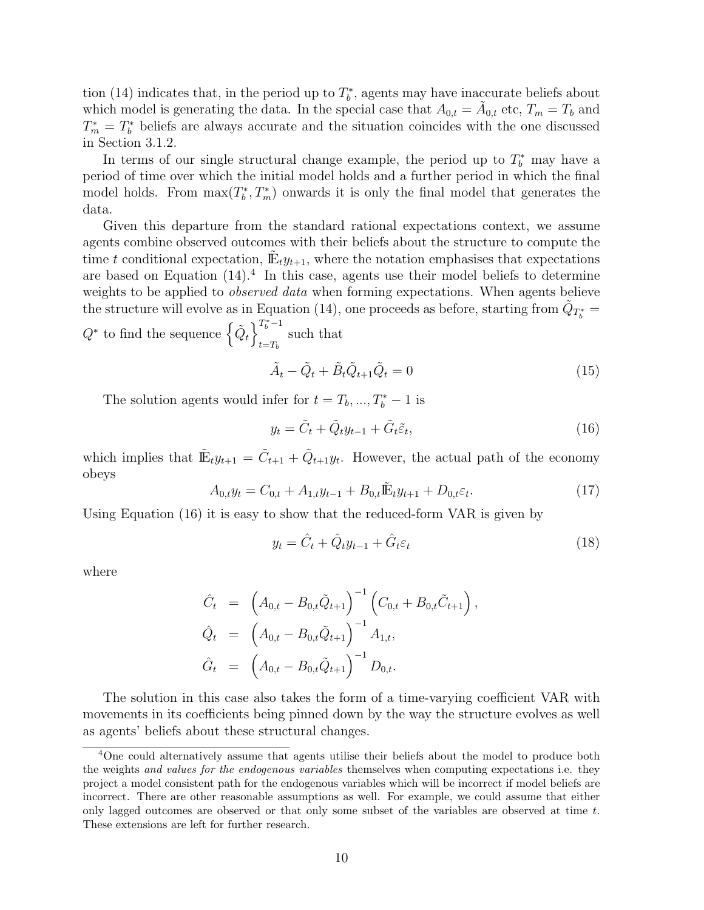tion (14) indicates that, in the period up to $T_b^*$, agents may have inaccurate beliefs about which model is generating the data. In the special case that $A_{0,t} = \tilde{A}_{0,t}$ etc, $T_m = T_b$ and $T_m^* = T_b^*$ beliefs are always accurate and the situation coincides with the one discussed in Section 3.1.2.

In terms of our single structural change example, the period up to $T_b^*$ may have a period of time over which the initial model holds and a further period in which the final model holds. From $\max(T_b^*, T_m^*)$ onwards it is only the final model that generates the data.

Given this departure from the standard rational expectations context, we assume agents combine observed outcomes with their beliefs about the structure to compute the time $t$ conditional expectation, $\tilde{\mathbb{E}}_t y_{t+1}$, where the notation emphasises that expectations are based on Equation (14).[4] In this case, agents use their model beliefs to determine weights to be applied to *observed data* when forming expectations. When agents believe the structure will evolve as in Equation (14), one proceeds as before, starting from $\tilde{Q}_{T_b^*} = Q^*$ to find the sequence $\left\{\tilde{Q}_t\right\}_{t=T_b}^{T_b^*-1}$ such that

$$\tilde{A}_t - \tilde{Q}_t + \tilde{B}_t \tilde{Q}_{t+1} \tilde{Q}_t = 0 \tag{15}$$

The solution agents would infer for $t = T_b, ..., T_b^* - 1$ is

$$y_t = \tilde{C}_t + \tilde{Q}_t y_{t-1} + \tilde{G}_t \tilde{\varepsilon}_t, \tag{16}$$

which implies that $\tilde{\mathbb{E}}_t y_{t+1} = \tilde{C}_{t+1} + \tilde{Q}_{t+1} y_t$. However, the actual path of the economy obeys

$$A_{0,t} y_t = C_{0,t} + A_{1,t} y_{t-1} + B_{0,t} \tilde{\mathbb{E}}_t y_{t+1} + D_{0,t} \varepsilon_t. \tag{17}$$

Using Equation (16) it is easy to show that the reduced-form VAR is given by

$$y_t = \hat{C}_t + \hat{Q}_t y_{t-1} + \hat{G}_t \varepsilon_t \tag{18}$$

where

$$\begin{aligned}
\hat{C}_t &= \left(A_{0,t} - B_{0,t} \tilde{Q}_{t+1}\right)^{-1} \left(C_{0,t} + B_{0,t} \tilde{C}_{t+1}\right), \\
\hat{Q}_t &= \left(A_{0,t} - B_{0,t} \tilde{Q}_{t+1}\right)^{-1} A_{1,t}, \\
\hat{G}_t &= \left(A_{0,t} - B_{0,t} \tilde{Q}_{t+1}\right)^{-1} D_{0,t}.
\end{aligned}$$

The solution in this case also takes the form of a time-varying coefficient VAR with movements in its coefficients being pinned down by the way the structure evolves as well as agents' beliefs about these structural changes.

---

[4] One could alternatively assume that agents utilise their beliefs about the model to produce both the weights *and values for the endogenous variables* themselves when computing expectations i.e. they project a model consistent path for the endogenous variables which will be incorrect if model beliefs are incorrect. There are other reasonable assumptions as well. For example, we could assume that either only lagged outcomes are observed or that only some subset of the variables are observed at time $t$. These extensions are left for further research.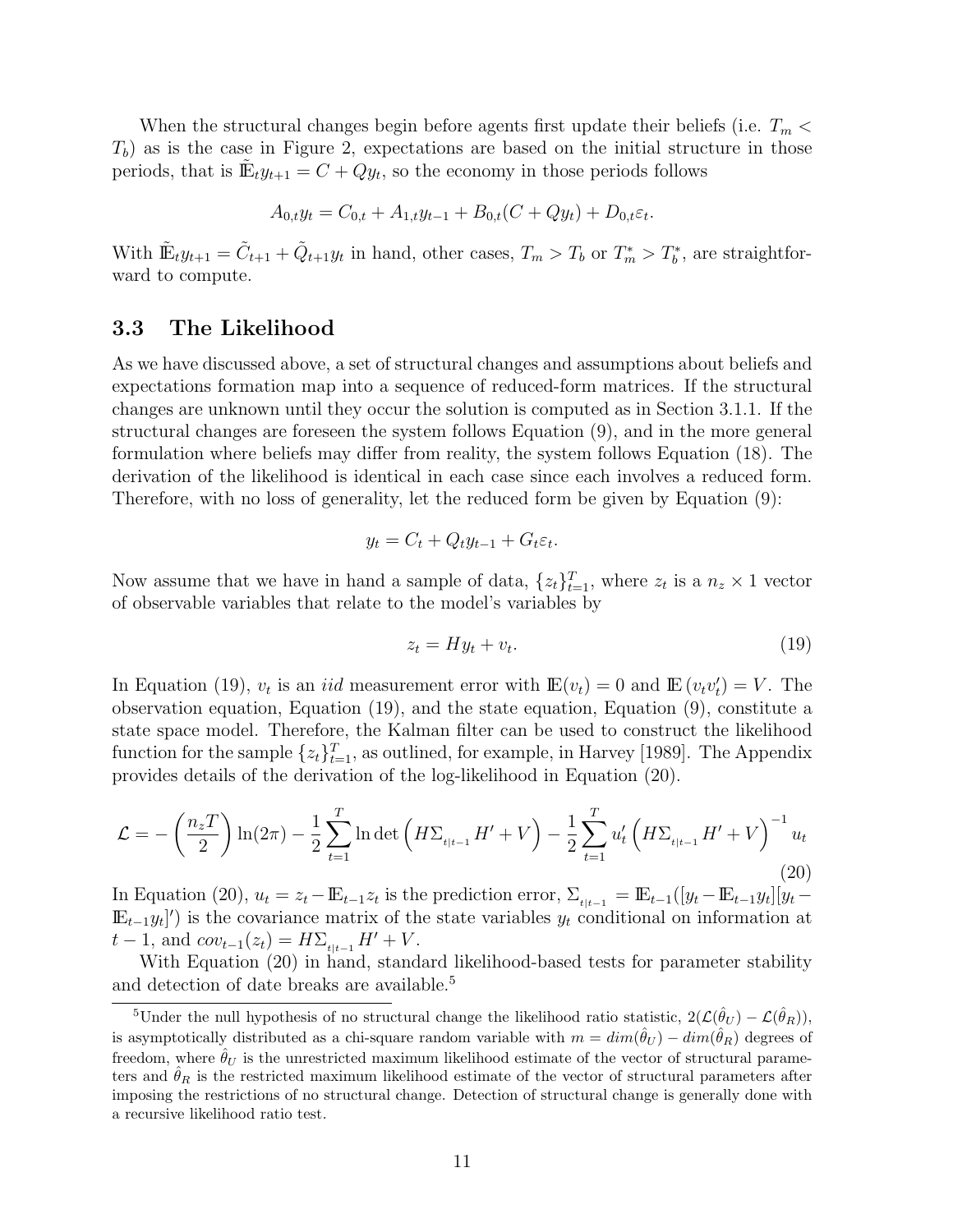When the structural changes begin before agents first update their beliefs (i.e. $T_m < T_b$) as is the case in Figure 2, expectations are based on the initial structure in those periods, that is $\tilde{\mathbb{E}}_t y_{t+1} = C + Q y_t$, so the economy in those periods follows

$$A_{0,t} y_t = C_{0,t} + A_{1,t} y_{t-1} + B_{0,t}(C + Q y_t) + D_{0,t} \varepsilon_t.$$

With $\tilde{\mathbb{E}}_t y_{t+1} = \tilde{C}_{t+1} + \tilde{Q}_{t+1} y_t$ in hand, other cases, $T_m > T_b$ or $T_m^* > T_b^*$, are straightforward to compute.

### 3.3 The Likelihood

As we have discussed above, a set of structural changes and assumptions about beliefs and expectations formation map into a sequence of reduced-form matrices. If the structural changes are unknown until they occur the solution is computed as in Section 3.1.1. If the structural changes are foreseen the system follows Equation (9), and in the more general formulation where beliefs may differ from reality, the system follows Equation (18). The derivation of the likelihood is identical in each case since each involves a reduced form. Therefore, with no loss of generality, let the reduced form be given by Equation (9):

$$y_t = C_t + Q_t y_{t-1} + G_t \varepsilon_t.$$

Now assume that we have in hand a sample of data, $\{z_t\}_{t=1}^T$, where $z_t$ is a $n_z \times 1$ vector of observable variables that relate to the model's variables by

$$z_t = H y_t + v_t. \tag{19}$$

In Equation (19), $v_t$ is an *iid* measurement error with $\mathbb{E}(v_t) = 0$ and $\mathbb{E}(v_t v_t') = V$. The observation equation, Equation (19), and the state equation, Equation (9), constitute a state space model. Therefore, the Kalman filter can be used to construct the likelihood function for the sample $\{z_t\}_{t=1}^T$, as outlined, for example, in Harvey [1989]. The Appendix provides details of the derivation of the log-likelihood in Equation (20).

$$\mathcal{L} = -\left(\frac{n_z T}{2}\right)\ln(2\pi) - \frac{1}{2}\sum_{t=1}^{T} \ln\det\left(H\Sigma_{t|t-1}H' + V\right) - \frac{1}{2}\sum_{t=1}^{T} u_t'\left(H\Sigma_{t|t-1}H' + V\right)^{-1} u_t \tag{20}$$

In Equation (20), $u_t = z_t - \mathbb{E}_{t-1} z_t$ is the prediction error, $\Sigma_{t|t-1} = \mathbb{E}_{t-1}([y_t - \mathbb{E}_{t-1} y_t][y_t - \mathbb{E}_{t-1} y_t]')$ is the covariance matrix of the state variables $y_t$ conditional on information at $t-1$, and $cov_{t-1}(z_t) = H\Sigma_{t|t-1}H' + V$.

With Equation (20) in hand, standard likelihood-based tests for parameter stability and detection of date breaks are available.[5]

[5] Under the null hypothesis of no structural change the likelihood ratio statistic, $2(\mathcal{L}(\hat{\theta}_U) - \mathcal{L}(\hat{\theta}_R))$, is asymptotically distributed as a chi-square random variable with $m = dim(\hat{\theta}_U) - dim(\hat{\theta}_R)$ degrees of freedom, where $\hat{\theta}_U$ is the unrestricted maximum likelihood estimate of the vector of structural parameters and $\hat{\theta}_R$ is the restricted maximum likelihood estimate of the vector of structural parameters after imposing the restrictions of no structural change. Detection of structural change is generally done with a recursive likelihood ratio test.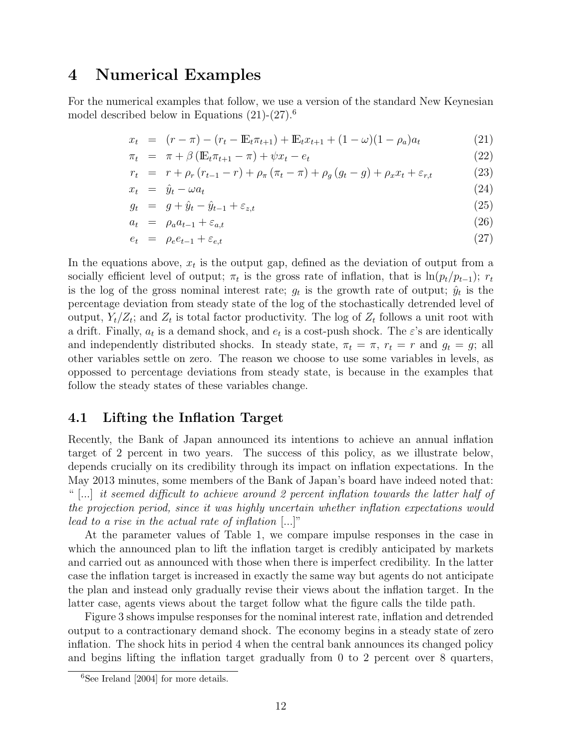# 4 Numerical Examples

For the numerical examples that follow, we use a version of the standard New Keynesian model described below in Equations (21)-(27).[6]

$$
\begin{aligned}
x_t &= (r - \pi) - (r_t - \mathbb{E}_t \pi_{t+1}) + \mathbb{E}_t x_{t+1} + (1 - \omega)(1 - \rho_a) a_t && (21) \\
\pi_t &= \pi + \beta \left( \mathbb{E}_t \pi_{t+1} - \pi \right) + \psi x_t - e_t && (22) \\
r_t &= r + \rho_r \left( r_{t-1} - r \right) + \rho_\pi \left( \pi_t - \pi \right) + \rho_g \left( g_t - g \right) + \rho_x x_t + \varepsilon_{r,t} && (23) \\
x_t &= \hat{y}_t - \omega a_t && (24) \\
g_t &= g + \hat{y}_t - \hat{y}_{t-1} + \varepsilon_{z,t} && (25) \\
a_t &= \rho_a a_{t-1} + \varepsilon_{a,t} && (26) \\
e_t &= \rho_e e_{t-1} + \varepsilon_{e,t} && (27)
\end{aligned}
$$

In the equations above, $x_t$ is the output gap, defined as the deviation of output from a socially efficient level of output; $\pi_t$ is the gross rate of inflation, that is $\ln(p_t/p_{t-1})$; $r_t$ is the log of the gross nominal interest rate; $g_t$ is the growth rate of output; $\hat{y}_t$ is the percentage deviation from steady state of the log of the stochastically detrended level of output, $Y_t/Z_t$; and $Z_t$ is total factor productivity. The log of $Z_t$ follows a unit root with a drift. Finally, $a_t$ is a demand shock, and $e_t$ is a cost-push shock. The $\varepsilon$'s are identically and independently distributed shocks. In steady state, $\pi_t = \pi$, $r_t = r$ and $g_t = g$; all other variables settle on zero. The reason we choose to use some variables in levels, as oppossed to percentage deviations from steady state, is because in the examples that follow the steady states of these variables change.

## 4.1 Lifting the Inflation Target

Recently, the Bank of Japan announced its intentions to achieve an annual inflation target of 2 percent in two years. The success of this policy, as we illustrate below, depends crucially on its credibility through its impact on inflation expectations. In the May 2013 minutes, some members of the Bank of Japan's board have indeed noted that: " [...] *it seemed difficult to achieve around 2 percent inflation towards the latter half of the projection period, since it was highly uncertain whether inflation expectations would lead to a rise in the actual rate of inflation* [...]"

At the parameter values of Table 1, we compare impulse responses in the case in which the announced plan to lift the inflation target is credibly anticipated by markets and carried out as announced with those when there is imperfect credibility. In the latter case the inflation target is increased in exactly the same way but agents do not anticipate the plan and instead only gradually revise their views about the inflation target. In the latter case, agents views about the target follow what the figure calls the tilde path.

Figure 3 shows impulse responses for the nominal interest rate, inflation and detrended output to a contractionary demand shock. The economy begins in a steady state of zero inflation. The shock hits in period 4 when the central bank announces its changed policy and begins lifting the inflation target gradually from 0 to 2 percent over 8 quarters,

[6] See Ireland [2004] for more details.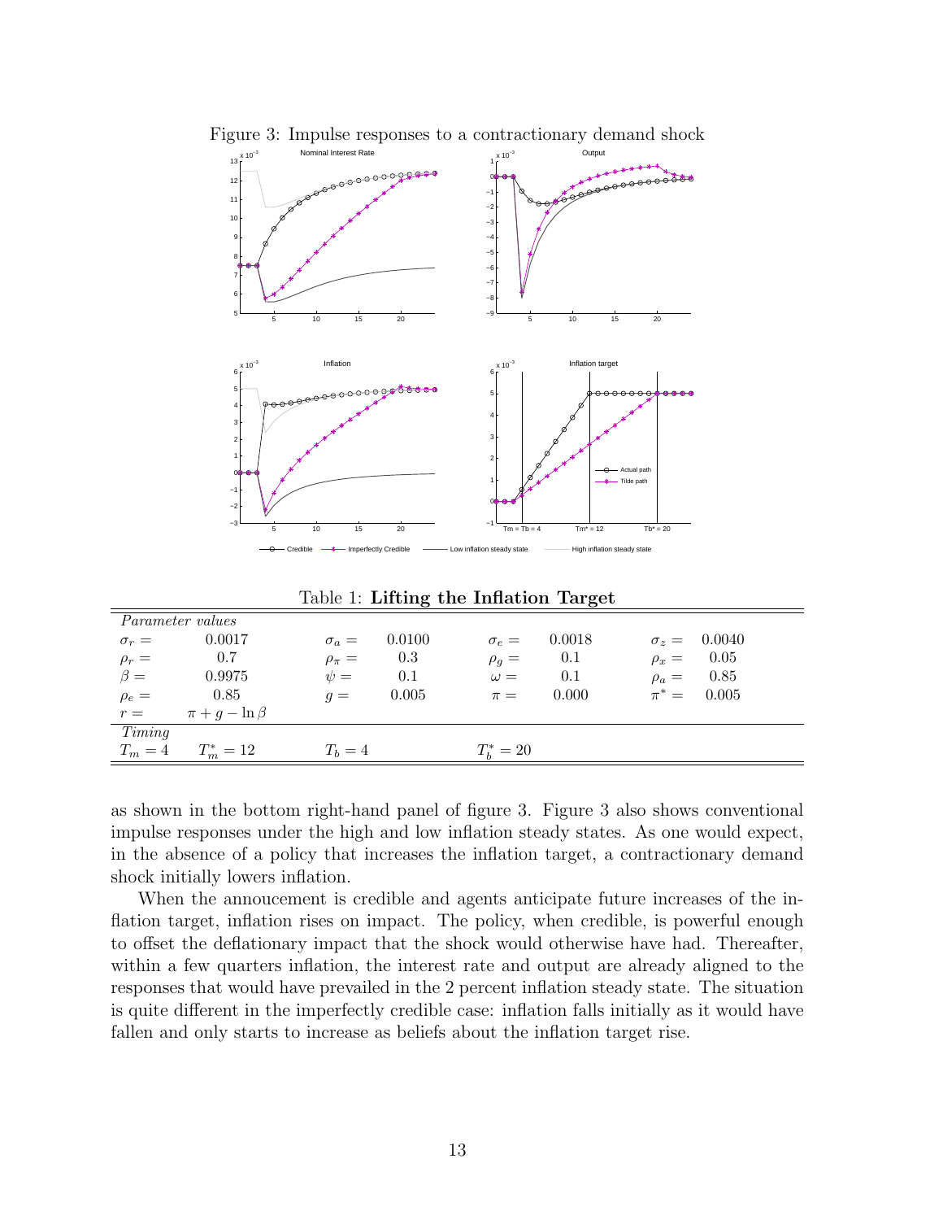Figure 3: Impulse responses to a contractionary demand shock

Table 1: **Lifting the Inflation Target**

| *Parameter values* | | | | | | | |
|---|---|---|---|---|---|---|---|
| $\sigma_r =$ | 0.0017 | $\sigma_a =$ | 0.0100 | $\sigma_e =$ | 0.0018 | $\sigma_z =$ | 0.0040 |
| $\rho_r =$ | 0.7 | $\rho_\pi =$ | 0.3 | $\rho_g =$ | 0.1 | $\rho_x =$ | 0.05 |
| $\beta =$ | 0.9975 | $\psi =$ | 0.1 | $\omega =$ | 0.1 | $\rho_a =$ | 0.85 |
| $\rho_e =$ | 0.85 | $g =$ | 0.005 | $\pi =$ | 0.000 | $\pi^* =$ | 0.005 |
| $r =$ | $\pi + g - \ln \beta$ | | | | | | |
| *Timing* | | | | | | | |
| $T_m = 4$ | $T_m^* = 12$ | $T_b = 4$ | | $T_b^* = 20$ | | | |

as shown in the bottom right-hand panel of figure 3. Figure 3 also shows conventional impulse responses under the high and low inflation steady states. As one would expect, in the absence of a policy that increases the inflation target, a contractionary demand shock initially lowers inflation.

When the annoucement is credible and agents anticipate future increases of the inflation target, inflation rises on impact. The policy, when credible, is powerful enough to offset the deflationary impact that the shock would otherwise have had. Thereafter, within a few quarters inflation, the interest rate and output are already aligned to the responses that would have prevailed in the 2 percent inflation steady state. The situation is quite different in the imperfectly credible case: inflation falls initially as it would have fallen and only starts to increase as beliefs about the inflation target rise.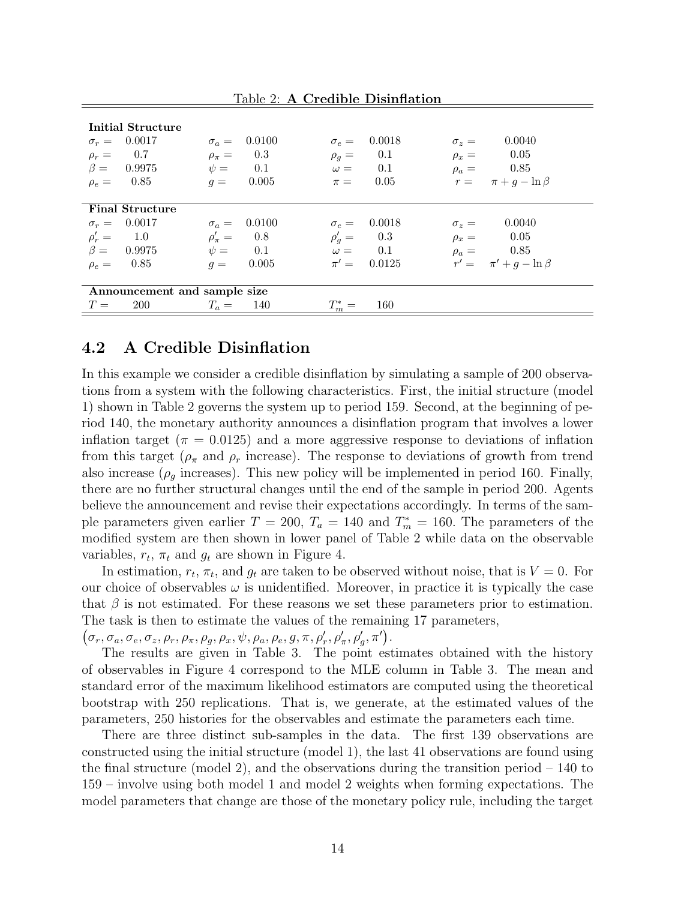Table 2: **A Credible Disinflation**

| | | | | | | | |
|---|---|---|---|---|---|---|---|
| **Initial Structure** | | | | | | | |
| $\sigma_r =$ | 0.0017 | $\sigma_a =$ | 0.0100 | $\sigma_e =$ | 0.0018 | $\sigma_z =$ | 0.0040 |
| $\rho_r =$ | 0.7 | $\rho_\pi =$ | 0.3 | $\rho_g =$ | 0.1 | $\rho_x =$ | 0.05 |
| $\beta =$ | 0.9975 | $\psi =$ | 0.1 | $\omega =$ | 0.1 | $\rho_a =$ | 0.85 |
| $\rho_e =$ | 0.85 | $g =$ | 0.005 | $\pi =$ | 0.05 | $r =$ | $\pi + g - \ln \beta$ |
| **Final Structure** | | | | | | | |
| $\sigma_r =$ | 0.0017 | $\sigma_a =$ | 0.0100 | $\sigma_e =$ | 0.0018 | $\sigma_z =$ | 0.0040 |
| $\rho_r' =$ | 1.0 | $\rho_\pi' =$ | 0.8 | $\rho_g' =$ | 0.3 | $\rho_x =$ | 0.05 |
| $\beta =$ | 0.9975 | $\psi =$ | 0.1 | $\omega =$ | 0.1 | $\rho_a =$ | 0.85 |
| $\rho_e =$ | 0.85 | $g =$ | 0.005 | $\pi' =$ | 0.0125 | $r' =$ | $\pi' + g - \ln \beta$ |
| **Announcement and sample size** | | | | | | | |
| $T =$ | 200 | $T_a =$ | 140 | $T_m^* =$ | 160 | | |

## 4.2 A Credible Disinflation

In this example we consider a credible disinflation by simulating a sample of 200 observations from a system with the following characteristics. First, the initial structure (model 1) shown in Table 2 governs the system up to period 159. Second, at the beginning of period 140, the monetary authority announces a disinflation program that involves a lower inflation target ($\pi = 0.0125$) and a more aggressive response to deviations of inflation from this target ($\rho_\pi$ and $\rho_r$ increase). The response to deviations of growth from trend also increase ($\rho_g$ increases). This new policy will be implemented in period 160. Finally, there are no further structural changes until the end of the sample in period 200. Agents believe the announcement and revise their expectations accordingly. In terms of the sample parameters given earlier $T = 200$, $T_a = 140$ and $T_m^* = 160$. The parameters of the modified system are then shown in lower panel of Table 2 while data on the observable variables, $r_t$, $\pi_t$ and $g_t$ are shown in Figure 4.

In estimation, $r_t$, $\pi_t$, and $g_t$ are taken to be observed without noise, that is $V = 0$. For our choice of observables $\omega$ is unidentified. Moreover, in practice it is typically the case that $\beta$ is not estimated. For these reasons we set these parameters prior to estimation. The task is then to estimate the values of the remaining 17 parameters, $\left(\sigma_r, \sigma_a, \sigma_e, \sigma_z, \rho_r, \rho_\pi, \rho_g, \rho_x, \psi, \rho_a, \rho_e, g, \pi, \rho_r', \rho_\pi', \rho_g', \pi'\right)$.

The results are given in Table 3. The point estimates obtained with the history of observables in Figure 4 correspond to the MLE column in Table 3. The mean and standard error of the maximum likelihood estimators are computed using the theoretical bootstrap with 250 replications. That is, we generate, at the estimated values of the parameters, 250 histories for the observables and estimate the parameters each time.

There are three distinct sub-samples in the data. The first 139 observations are constructed using the initial structure (model 1), the last 41 observations are found using the final structure (model 2), and the observations during the transition period – 140 to 159 – involve using both model 1 and model 2 weights when forming expectations. The model parameters that change are those of the monetary policy rule, including the target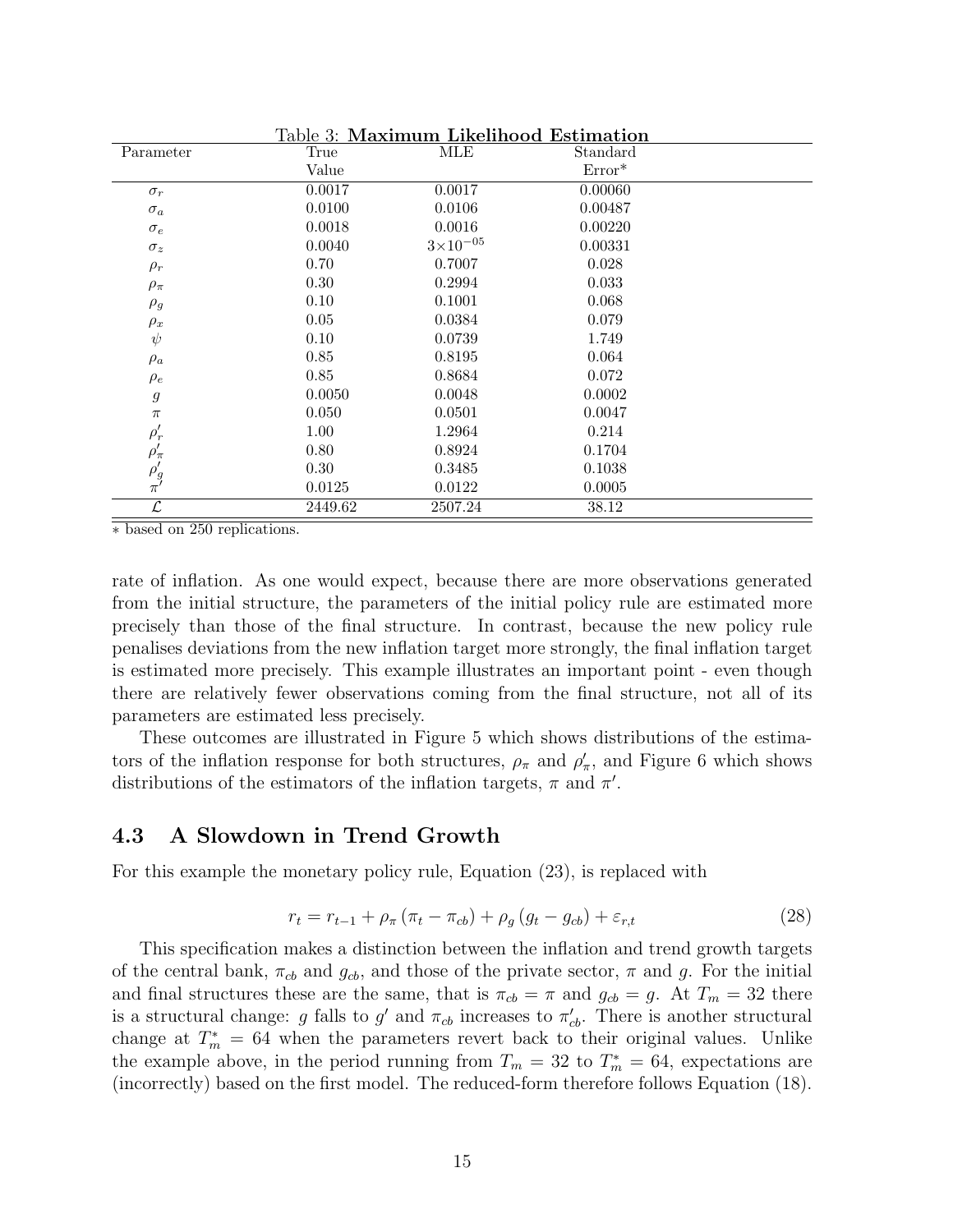Table 3: **Maximum Likelihood Estimation**

| Parameter | True Value | MLE | Standard Error* |
|---|---|---|---|
| $\sigma_r$ | 0.0017 | 0.0017 | 0.00060 |
| $\sigma_a$ | 0.0100 | 0.0106 | 0.00487 |
| $\sigma_e$ | 0.0018 | 0.0016 | 0.00220 |
| $\sigma_z$ | 0.0040 | $3\times10^{-05}$ | 0.00331 |
| $\rho_r$ | 0.70 | 0.7007 | 0.028 |
| $\rho_\pi$ | 0.30 | 0.2994 | 0.033 |
| $\rho_g$ | 0.10 | 0.1001 | 0.068 |
| $\rho_x$ | 0.05 | 0.0384 | 0.079 |
| $\psi$ | 0.10 | 0.0739 | 1.749 |
| $\rho_a$ | 0.85 | 0.8195 | 0.064 |
| $\rho_e$ | 0.85 | 0.8684 | 0.072 |
| $g$ | 0.0050 | 0.0048 | 0.0002 |
| $\pi$ | 0.050 | 0.0501 | 0.0047 |
| $\rho_r'$ | 1.00 | 1.2964 | 0.214 |
| $\rho_\pi'$ | 0.80 | 0.8924 | 0.1704 |
| $\rho_g'$ | 0.30 | 0.3485 | 0.1038 |
| $\pi'$ | 0.0125 | 0.0122 | 0.0005 |
| $\mathcal{L}$ | 2449.62 | 2507.24 | 38.12 |

\* based on 250 replications.

rate of inflation. As one would expect, because there are more observations generated from the initial structure, the parameters of the initial policy rule are estimated more precisely than those of the final structure. In contrast, because the new policy rule penalises deviations from the new inflation target more strongly, the final inflation target is estimated more precisely. This example illustrates an important point - even though there are relatively fewer observations coming from the final structure, not all of its parameters are estimated less precisely.

These outcomes are illustrated in Figure 5 which shows distributions of the estimators of the inflation response for both structures, $\rho_\pi$ and $\rho_\pi'$, and Figure 6 which shows distributions of the estimators of the inflation targets, $\pi$ and $\pi'$.

## 4.3 A Slowdown in Trend Growth

For this example the monetary policy rule, Equation (23), is replaced with

$$r_t = r_{t-1} + \rho_\pi (\pi_t - \pi_{cb}) + \rho_g (g_t - g_{cb}) + \varepsilon_{r,t} \tag{28}$$

This specification makes a distinction between the inflation and trend growth targets of the central bank, $\pi_{cb}$ and $g_{cb}$, and those of the private sector, $\pi$ and $g$. For the initial and final structures these are the same, that is $\pi_{cb} = \pi$ and $g_{cb} = g$. At $T_m = 32$ there is a structural change: $g$ falls to $g'$ and $\pi_{cb}$ increases to $\pi_{cb}'$. There is another structural change at $T_m^* = 64$ when the parameters revert back to their original values. Unlike the example above, in the period running from $T_m = 32$ to $T_m^* = 64$, expectations are (incorrectly) based on the first model. The reduced-form therefore follows Equation (18).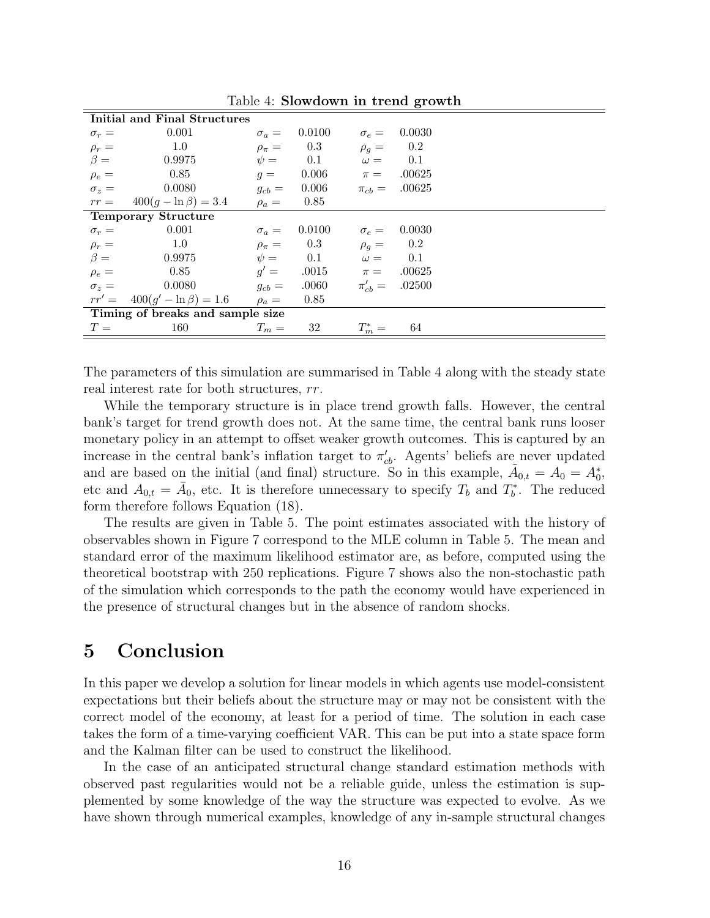Table 4: **Slowdown in trend growth**

| | | | | | |
|---|---|---|---|---|---|
| **Initial and Final Structures** | | | | | |
| $\sigma_r =$ | 0.001 | $\sigma_a =$ | 0.0100 | $\sigma_e =$ | 0.0030 |
| $\rho_r =$ | 1.0 | $\rho_\pi =$ | 0.3 | $\rho_g =$ | 0.2 |
| $\beta =$ | 0.9975 | $\psi =$ | 0.1 | $\omega =$ | 0.1 |
| $\rho_e =$ | 0.85 | $g =$ | 0.006 | $\pi =$ | .00625 |
| $\sigma_z =$ | 0.0080 | $g_{cb} =$ | 0.006 | $\pi_{cb} =$ | .00625 |
| $rr =$ | $400(g - \ln\beta) = 3.4$ | $\rho_a =$ | 0.85 | | |
| **Temporary Structure** | | | | | |
| $\sigma_r =$ | 0.001 | $\sigma_a =$ | 0.0100 | $\sigma_e =$ | 0.0030 |
| $\rho_r =$ | 1.0 | $\rho_\pi =$ | 0.3 | $\rho_g =$ | 0.2 |
| $\beta =$ | 0.9975 | $\psi =$ | 0.1 | $\omega =$ | 0.1 |
| $\rho_e =$ | 0.85 | $g' =$ | .0015 | $\pi =$ | .00625 |
| $\sigma_z =$ | 0.0080 | $g_{cb} =$ | .0060 | $\pi'_{cb} =$ | .02500 |
| $rr' =$ | $400(g' - \ln\beta) = 1.6$ | $\rho_a =$ | 0.85 | | |
| **Timing of breaks and sample size** | | | | | |
| $T =$ | 160 | $T_m =$ | 32 | $T_m^* =$ | 64 |

The parameters of this simulation are summarised in Table 4 along with the steady state real interest rate for both structures, $rr$.

While the temporary structure is in place trend growth falls. However, the central bank's target for trend growth does not. At the same time, the central bank runs looser monetary policy in an attempt to offset weaker growth outcomes. This is captured by an increase in the central bank's inflation target to $\pi'_{cb}$. Agents' beliefs are never updated and are based on the initial (and final) structure. So in this example, $\tilde{A}_{0,t} = A_0 = A_0^*$, etc and $A_{0,t} = \bar{A}_0$, etc. It is therefore unnecessary to specify $T_b$ and $T_b^*$. The reduced form therefore follows Equation (18).

The results are given in Table 5. The point estimates associated with the history of observables shown in Figure 7 correspond to the MLE column in Table 5. The mean and standard error of the maximum likelihood estimator are, as before, computed using the theoretical bootstrap with 250 replications. Figure 7 shows also the non-stochastic path of the simulation which corresponds to the path the economy would have experienced in the presence of structural changes but in the absence of random shocks.

# 5 Conclusion

In this paper we develop a solution for linear models in which agents use model-consistent expectations but their beliefs about the structure may or may not be consistent with the correct model of the economy, at least for a period of time. The solution in each case takes the form of a time-varying coefficient VAR. This can be put into a state space form and the Kalman filter can be used to construct the likelihood.

In the case of an anticipated structural change standard estimation methods with observed past regularities would not be a reliable guide, unless the estimation is supplemented by some knowledge of the way the structure was expected to evolve. As we have shown through numerical examples, knowledge of any in-sample structural changes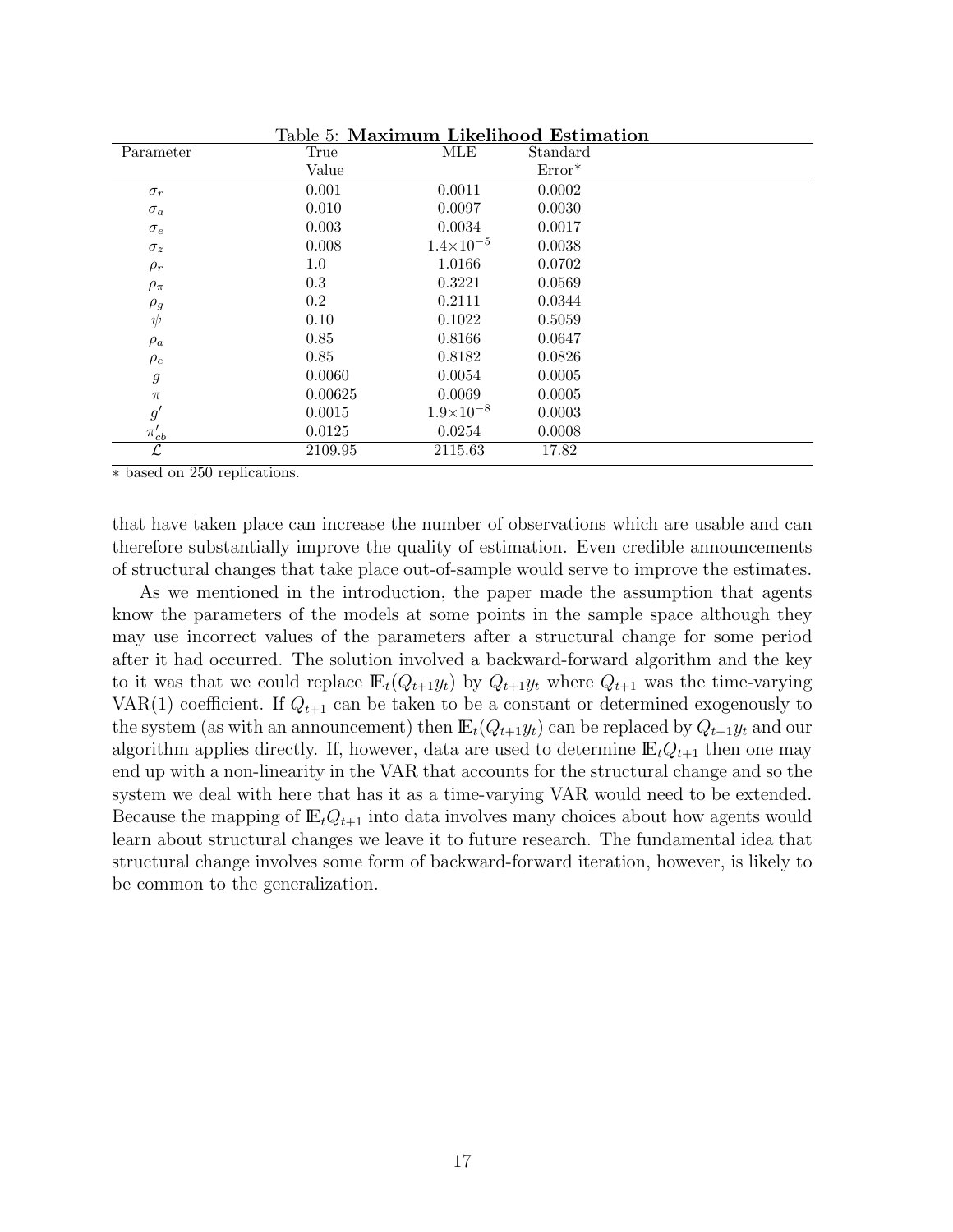Table 5: **Maximum Likelihood Estimation**

| Parameter | True Value | MLE | Standard Error* |
|---|---|---|---|
| $\sigma_r$ | 0.001 | 0.0011 | 0.0002 |
| $\sigma_a$ | 0.010 | 0.0097 | 0.0030 |
| $\sigma_e$ | 0.003 | 0.0034 | 0.0017 |
| $\sigma_z$ | 0.008 | $1.4{\times}10^{-5}$ | 0.0038 |
| $\rho_r$ | 1.0 | 1.0166 | 0.0702 |
| $\rho_\pi$ | 0.3 | 0.3221 | 0.0569 |
| $\rho_g$ | 0.2 | 0.2111 | 0.0344 |
| $\psi$ | 0.10 | 0.1022 | 0.5059 |
| $\rho_a$ | 0.85 | 0.8166 | 0.0647 |
| $\rho_e$ | 0.85 | 0.8182 | 0.0826 |
| $g$ | 0.0060 | 0.0054 | 0.0005 |
| $\pi$ | 0.00625 | 0.0069 | 0.0005 |
| $g'$ | 0.0015 | $1.9{\times}10^{-8}$ | 0.0003 |
| $\pi'_{cb}$ | 0.0125 | 0.0254 | 0.0008 |
| $\mathcal{L}$ | 2109.95 | 2115.63 | 17.82 |

∗ based on 250 replications.

that have taken place can increase the number of observations which are usable and can therefore substantially improve the quality of estimation. Even credible announcements of structural changes that take place out-of-sample would serve to improve the estimates.

As we mentioned in the introduction, the paper made the assumption that agents know the parameters of the models at some points in the sample space although they may use incorrect values of the parameters after a structural change for some period after it had occurred. The solution involved a backward-forward algorithm and the key to it was that we could replace $\mathbb{E}_t(Q_{t+1}y_t)$ by $Q_{t+1}y_t$ where $Q_{t+1}$ was the time-varying VAR(1) coefficient. If $Q_{t+1}$ can be taken to be a constant or determined exogenously to the system (as with an announcement) then $\mathbb{E}_t(Q_{t+1}y_t)$ can be replaced by $Q_{t+1}y_t$ and our algorithm applies directly. If, however, data are used to determine $\mathbb{E}_tQ_{t+1}$ then one may end up with a non-linearity in the VAR that accounts for the structural change and so the system we deal with here that has it as a time-varying VAR would need to be extended. Because the mapping of $\mathbb{E}_tQ_{t+1}$ into data involves many choices about how agents would learn about structural changes we leave it to future research. The fundamental idea that structural change involves some form of backward-forward iteration, however, is likely to be common to the generalization.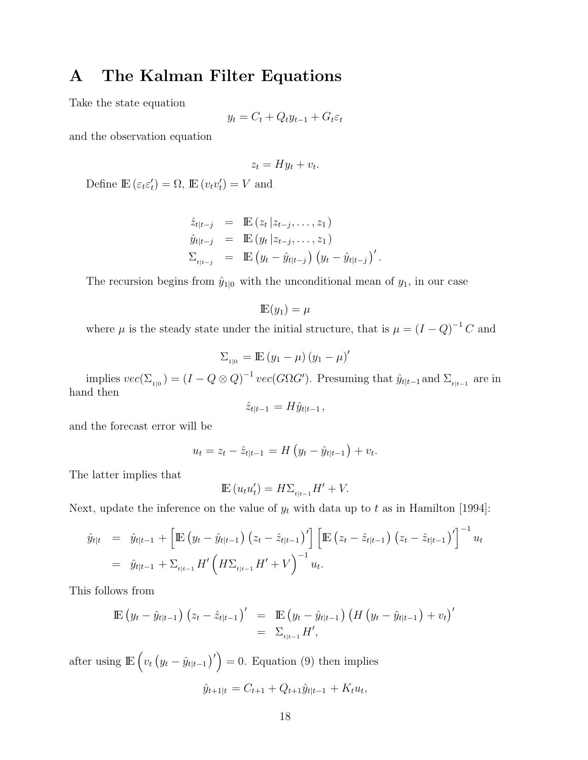# A The Kalman Filter Equations

Take the state equation

$$y_t = C_t + Q_t y_{t-1} + G_t \varepsilon_t$$

and the observation equation

$$z_t = H y_t + v_t.$$

Define $\mathbb{E}(\varepsilon_t \varepsilon_t') = \Omega$, $\mathbb{E}(v_t v_t') = V$ and

$$
\begin{aligned}
\hat{z}_{t|t-j} &= \mathbb{E}(z_t | z_{t-j}, \ldots, z_1) \\
\hat{y}_{t|t-j} &= \mathbb{E}(y_t | z_{t-j}, \ldots, z_1) \\
\Sigma_{t|t-j} &= \mathbb{E}(y_t - \hat{y}_{t|t-j})(y_t - \hat{y}_{t|t-j})'.
\end{aligned}
$$

The recursion begins from $\hat{y}_{1|0}$ with the unconditional mean of $y_1$, in our case

$$\mathbb{E}(y_1) = \mu$$

where $\mu$ is the steady state under the initial structure, that is $\mu = (I - Q)^{-1} C$ and

$$\Sigma_{1|0} = \mathbb{E}(y_1 - \mu)(y_1 - \mu)'$$

implies $vec(\Sigma_{1|0}) = (I - Q \otimes Q)^{-1} vec(G \Omega G')$. Presuming that $\hat{y}_{t|t-1}$ and $\Sigma_{t|t-1}$ are in hand then

$$\hat{z}_{t|t-1} = H \hat{y}_{t|t-1},$$

and the forecast error will be

$$u_t = z_t - \hat{z}_{t|t-1} = H(y_t - \hat{y}_{t|t-1}) + v_t.$$

The latter implies that

$$\mathbb{E}(u_t u_t') = H \Sigma_{t|t-1} H' + V.$$

Next, update the inference on the value of $y_t$ with data up to $t$ as in Hamilton [1994]:

$$
\begin{aligned}
\hat{y}_{t|t} &= \hat{y}_{t|t-1} + \left[\mathbb{E}(y_t - \hat{y}_{t|t-1})(z_t - \hat{z}_{t|t-1})'\right]\left[\mathbb{E}(z_t - \hat{z}_{t|t-1})(z_t - \hat{z}_{t|t-1})'\right]^{-1} u_t \\
&= \hat{y}_{t|t-1} + \Sigma_{t|t-1} H' \left(H \Sigma_{t|t-1} H' + V\right)^{-1} u_t.
\end{aligned}
$$

This follows from

$$
\begin{aligned}
\mathbb{E}(y_t - \hat{y}_{t|t-1})(z_t - \hat{z}_{t|t-1})' &= \mathbb{E}(y_t - \hat{y}_{t|t-1})(H(y_t - \hat{y}_{t|t-1}) + v_t)' \\
&= \Sigma_{t|t-1} H',
\end{aligned}
$$

after using $\mathbb{E}\left(v_t (y_t - \hat{y}_{t|t-1})'\right) = 0$. Equation (9) then implies

$$\hat{y}_{t+1|t} = C_{t+1} + Q_{t+1} \hat{y}_{t|t-1} + K_t u_t,$$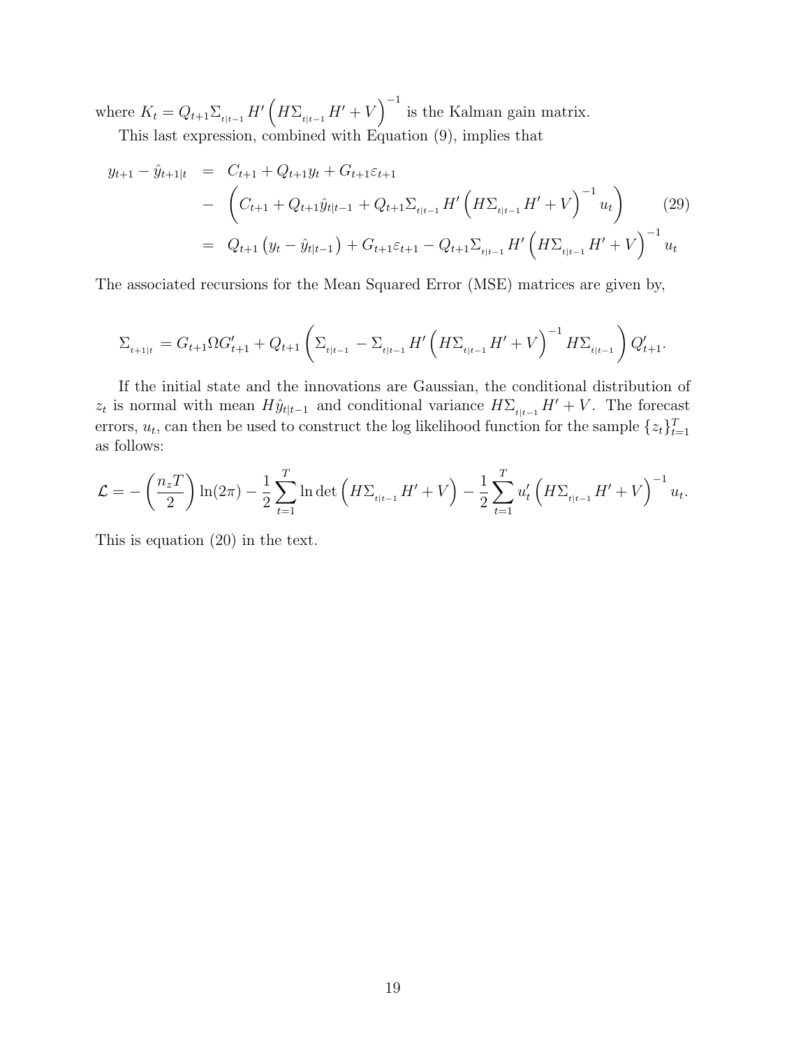where $K_t = Q_{t+1}\Sigma_{t|t-1} H' \left(H\Sigma_{t|t-1} H' + V\right)^{-1}$ is the Kalman gain matrix.

This last expression, combined with Equation (9), implies that

$$
\begin{aligned}
y_{t+1} - \hat{y}_{t+1|t} &= C_{t+1} + Q_{t+1} y_t + G_{t+1}\varepsilon_{t+1} \\
&- \left(C_{t+1} + Q_{t+1}\hat{y}_{t|t-1} + Q_{t+1}\Sigma_{t|t-1} H' \left(H\Sigma_{t|t-1} H' + V\right)^{-1} u_t\right) \\
&= Q_{t+1}\left(y_t - \hat{y}_{t|t-1}\right) + G_{t+1}\varepsilon_{t+1} - Q_{t+1}\Sigma_{t|t-1} H' \left(H\Sigma_{t|t-1} H' + V\right)^{-1} u_t
\end{aligned} \tag{29}
$$

The associated recursions for the Mean Squared Error (MSE) matrices are given by,

$$
\Sigma_{t+1|t} = G_{t+1}\Omega G'_{t+1} + Q_{t+1}\left(\Sigma_{t|t-1} - \Sigma_{t|t-1} H' \left(H\Sigma_{t|t-1} H' + V\right)^{-1} H\Sigma_{t|t-1}\right) Q'_{t+1}.
$$

If the initial state and the innovations are Gaussian, the conditional distribution of $z_t$ is normal with mean $H\hat{y}_{t|t-1}$ and conditional variance $H\Sigma_{t|t-1} H' + V$. The forecast errors, $u_t$, can then be used to construct the log likelihood function for the sample $\{z_t\}_{t=1}^{T}$ as follows:

$$
\mathcal{L} = -\left(\frac{n_z T}{2}\right)\ln(2\pi) - \frac{1}{2}\sum_{t=1}^{T}\ln\det\left(H\Sigma_{t|t-1} H' + V\right) - \frac{1}{2}\sum_{t=1}^{T} u'_t \left(H\Sigma_{t|t-1} H' + V\right)^{-1} u_t.
$$

This is equation (20) in the text.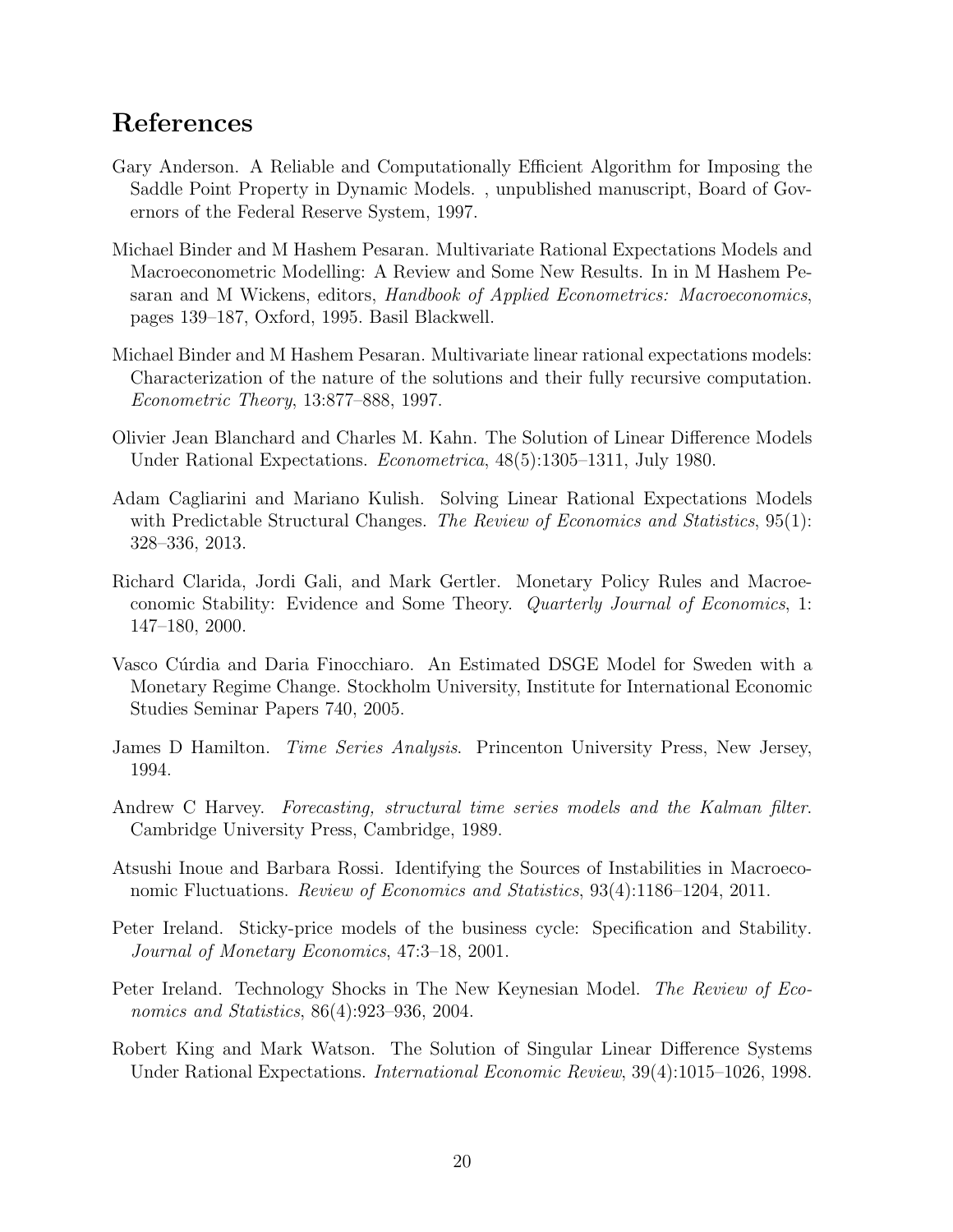## References

Gary Anderson. A Reliable and Computationally Efficient Algorithm for Imposing the Saddle Point Property in Dynamic Models. , unpublished manuscript, Board of Governors of the Federal Reserve System, 1997.

Michael Binder and M Hashem Pesaran. Multivariate Rational Expectations Models and Macroeconometric Modelling: A Review and Some New Results. In in M Hashem Pesaran and M Wickens, editors, *Handbook of Applied Econometrics: Macroeconomics*, pages 139–187, Oxford, 1995. Basil Blackwell.

Michael Binder and M Hashem Pesaran. Multivariate linear rational expectations models: Characterization of the nature of the solutions and their fully recursive computation. *Econometric Theory*, 13:877–888, 1997.

Olivier Jean Blanchard and Charles M. Kahn. The Solution of Linear Difference Models Under Rational Expectations. *Econometrica*, 48(5):1305–1311, July 1980.

Adam Cagliarini and Mariano Kulish. Solving Linear Rational Expectations Models with Predictable Structural Changes. *The Review of Economics and Statistics*, 95(1): 328–336, 2013.

Richard Clarida, Jordi Gali, and Mark Gertler. Monetary Policy Rules and Macroeconomic Stability: Evidence and Some Theory. *Quarterly Journal of Economics*, 1: 147–180, 2000.

Vasco Cúrdia and Daria Finocchiaro. An Estimated DSGE Model for Sweden with a Monetary Regime Change. Stockholm University, Institute for International Economic Studies Seminar Papers 740, 2005.

James D Hamilton. *Time Series Analysis*. Princenton University Press, New Jersey, 1994.

Andrew C Harvey. *Forecasting, structural time series models and the Kalman filter*. Cambridge University Press, Cambridge, 1989.

Atsushi Inoue and Barbara Rossi. Identifying the Sources of Instabilities in Macroeconomic Fluctuations. *Review of Economics and Statistics*, 93(4):1186–1204, 2011.

Peter Ireland. Sticky-price models of the business cycle: Specification and Stability. *Journal of Monetary Economics*, 47:3–18, 2001.

Peter Ireland. Technology Shocks in The New Keynesian Model. *The Review of Economics and Statistics*, 86(4):923–936, 2004.

Robert King and Mark Watson. The Solution of Singular Linear Difference Systems Under Rational Expectations. *International Economic Review*, 39(4):1015–1026, 1998.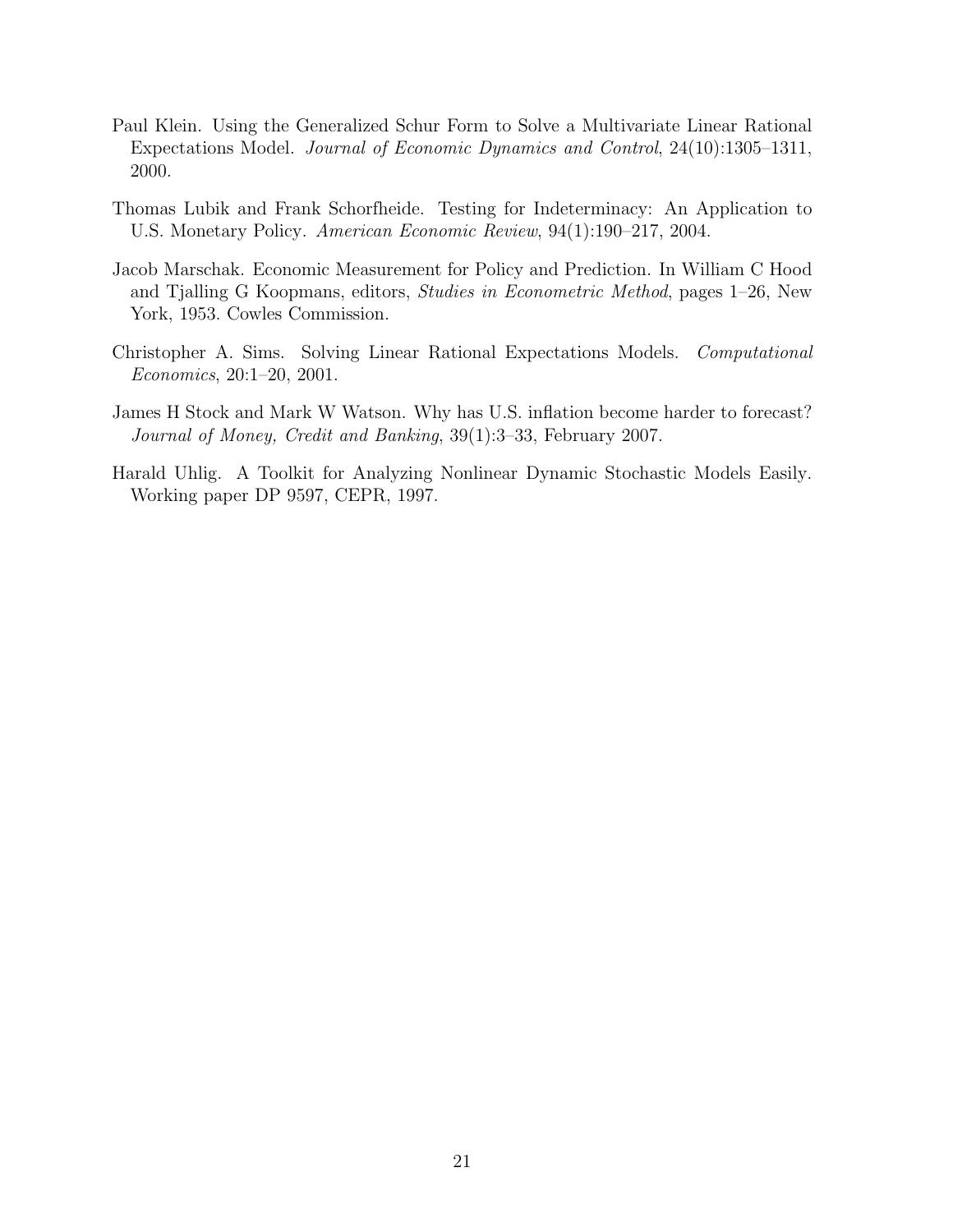Paul Klein. Using the Generalized Schur Form to Solve a Multivariate Linear Rational Expectations Model. *Journal of Economic Dynamics and Control*, 24(10):1305–1311, 2000.

Thomas Lubik and Frank Schorfheide. Testing for Indeterminacy: An Application to U.S. Monetary Policy. *American Economic Review*, 94(1):190–217, 2004.

Jacob Marschak. Economic Measurement for Policy and Prediction. In William C Hood and Tjalling G Koopmans, editors, *Studies in Econometric Method*, pages 1–26, New York, 1953. Cowles Commission.

Christopher A. Sims. Solving Linear Rational Expectations Models. *Computational Economics*, 20:1–20, 2001.

James H Stock and Mark W Watson. Why has U.S. inflation become harder to forecast? *Journal of Money, Credit and Banking*, 39(1):3–33, February 2007.

Harald Uhlig. A Toolkit for Analyzing Nonlinear Dynamic Stochastic Models Easily. Working paper DP 9597, CEPR, 1997.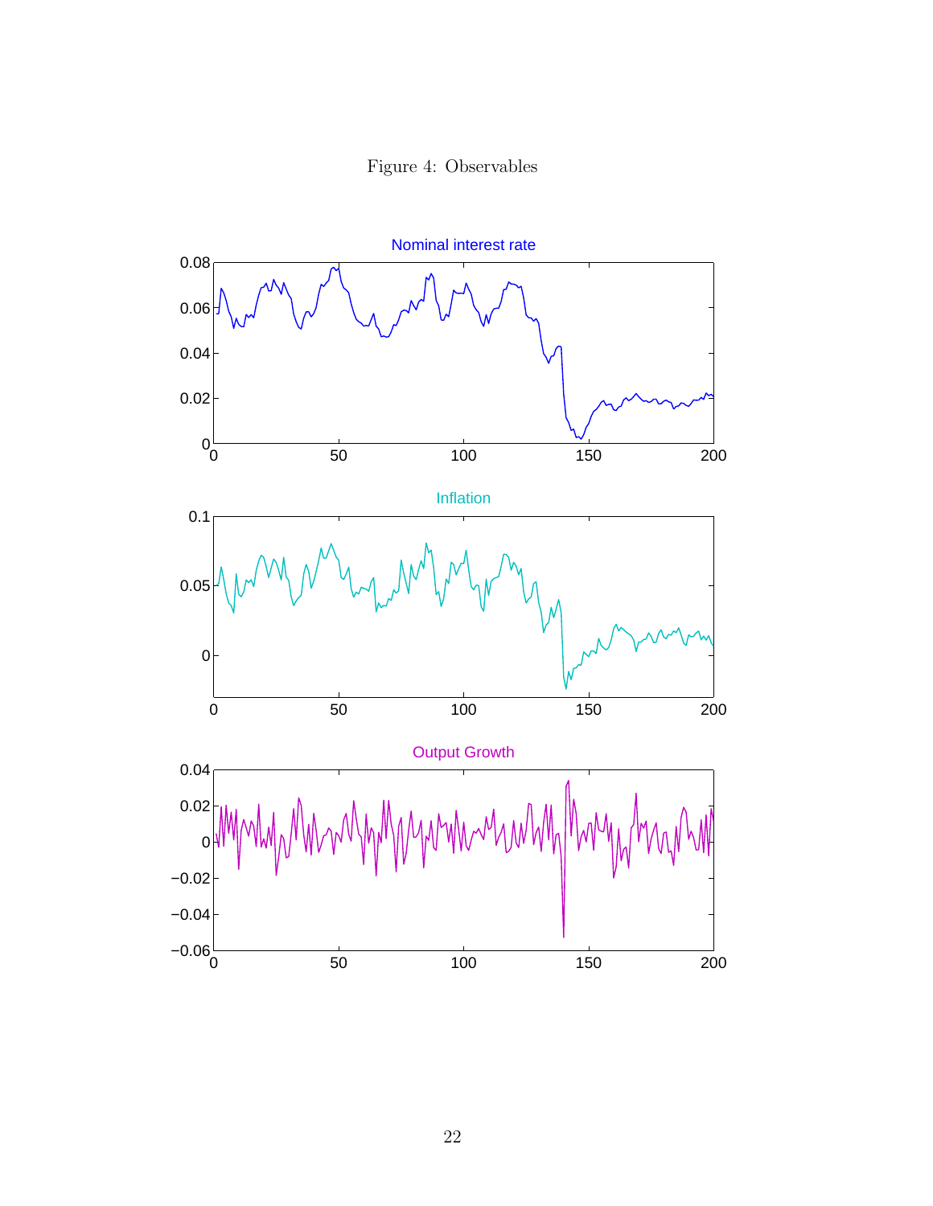Figure 4: Observables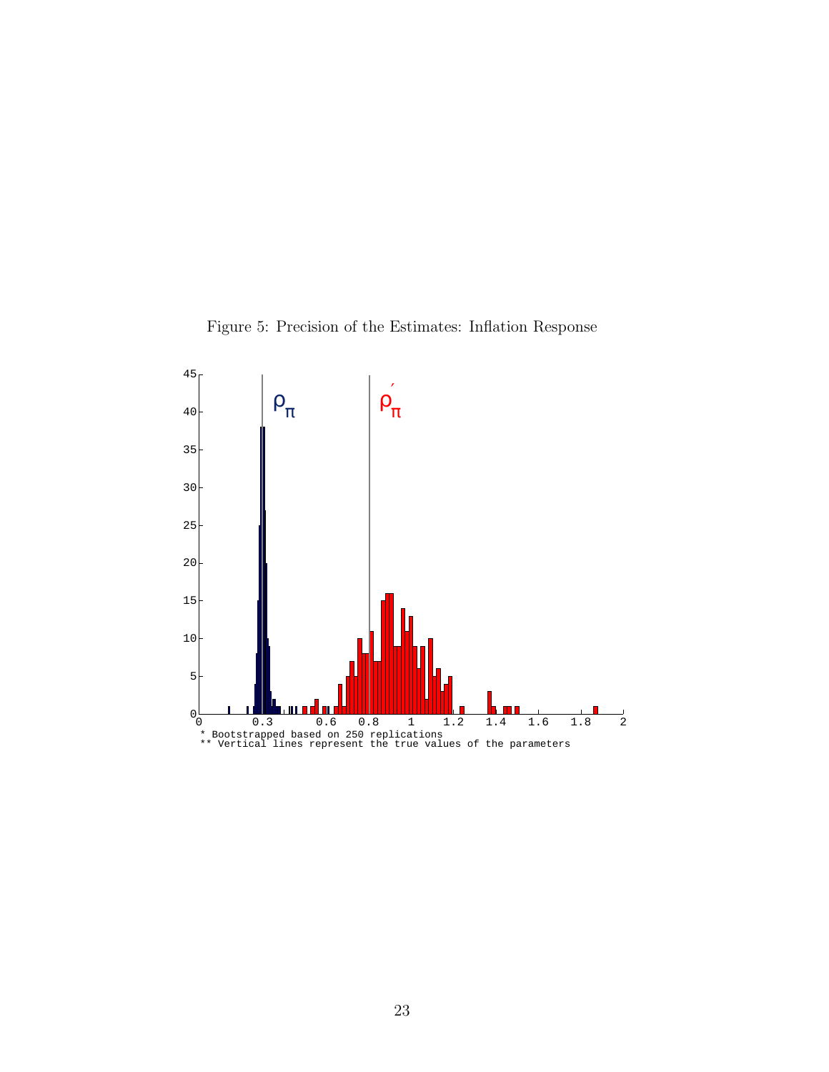Figure 5: Precision of the Estimates: Inflation Response

\* Bootstrapped based on 250 replications
\*\* Vertical lines represent the true values of the parameters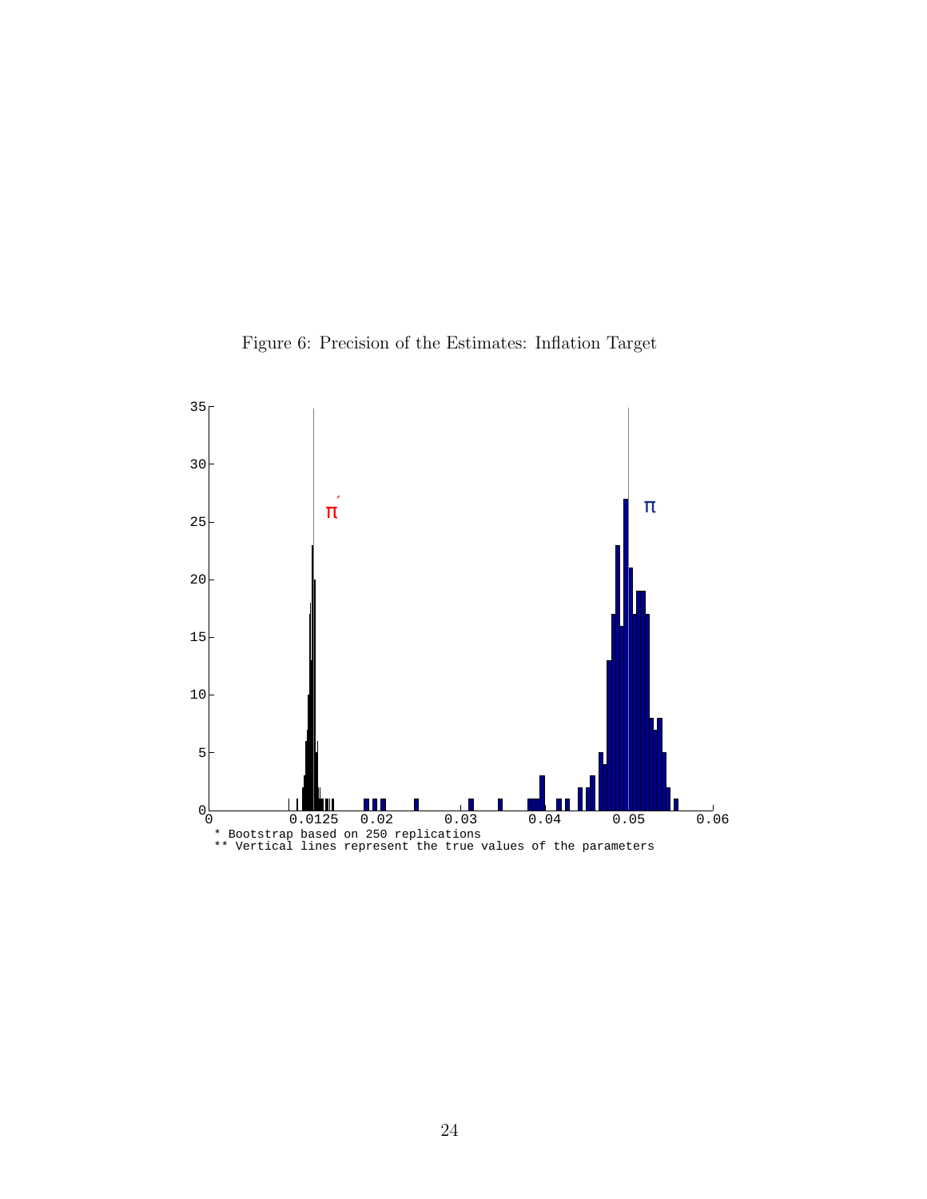Figure 6: Precision of the Estimates: Inflation Target

\* Bootstrap based on 250 replications
\*\* Vertical lines represent the true values of the parameters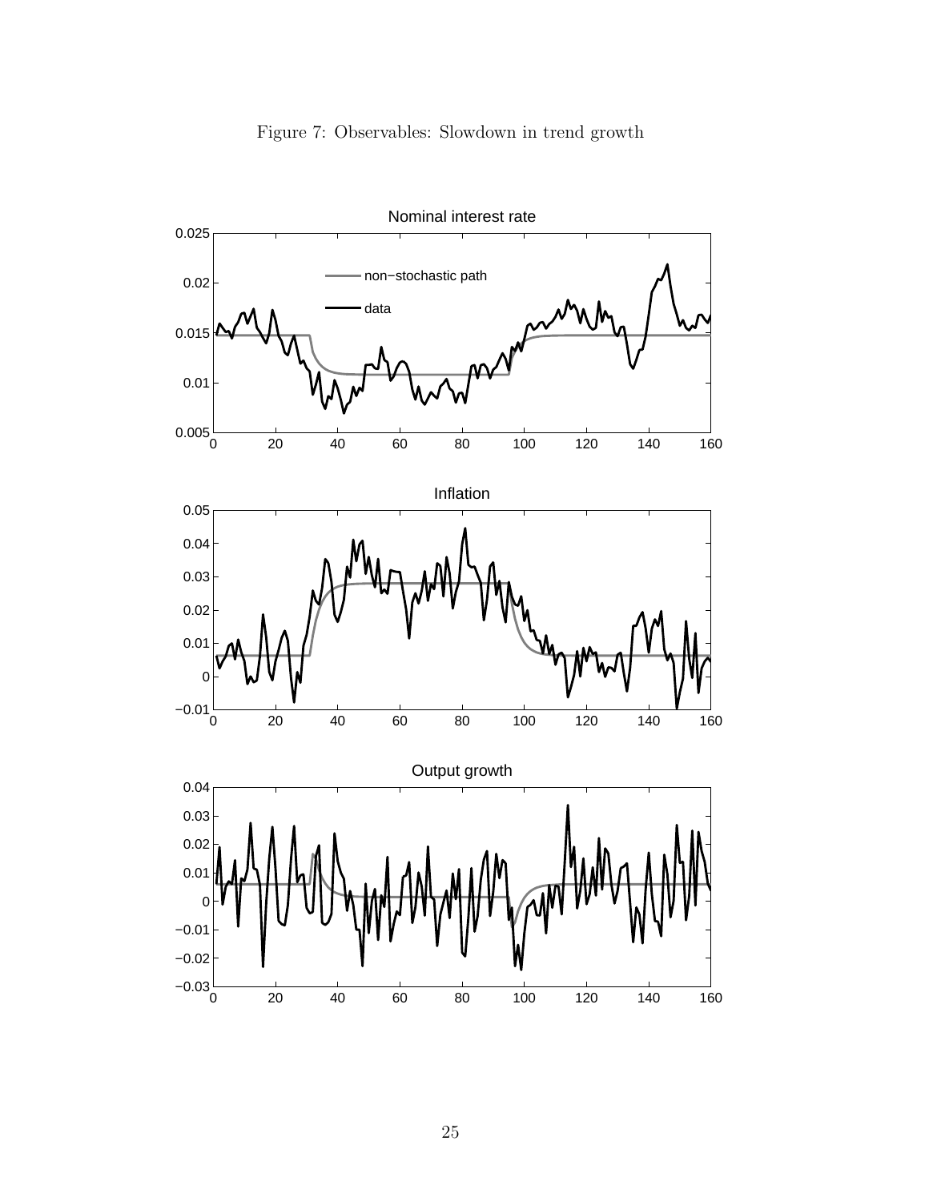Figure 7: Observables: Slowdown in trend growth

Nominal interest rate

0.025
0.02
0.015
0.01
0.005

0 20 40 60 80 100 120 140 160

non−stochastic path
data

Inflation

0.05
0.04
0.03
0.02
0.01
0
−0.01

0 20 40 60 80 100 120 140 160

Output growth

0.04
0.03
0.02
0.01
0
−0.01
−0.02
−0.03

0 20 40 60 80 100 120 140 160